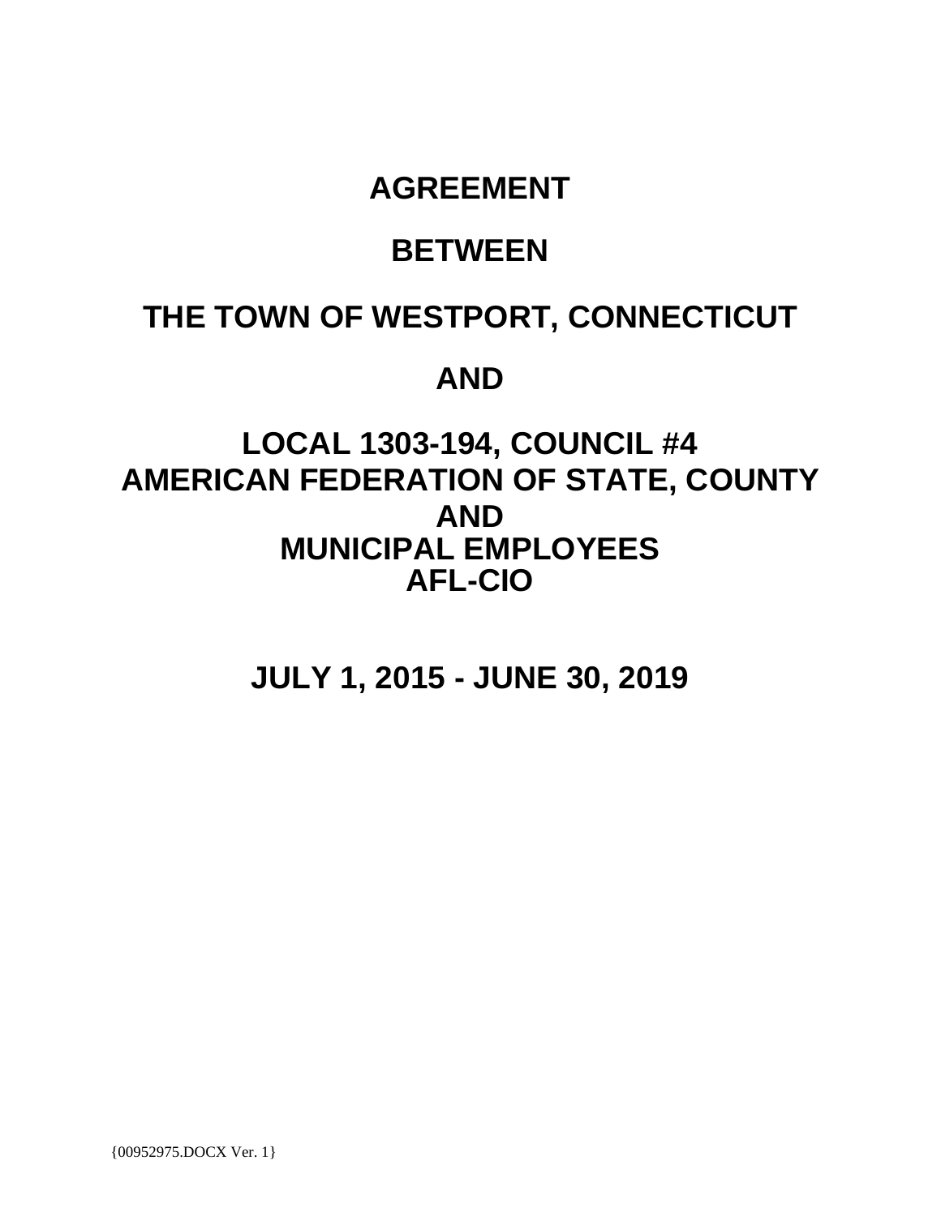# AGREEMENT

# BETWEEN

# THE TOWN OF WESTPORT, CONNECTICUT

# AND

# LOCAL 1303-194, COUNCIL #4
# AMERICAN FEDERATION OF STATE, COUNTY
# AND
# MUNICIPAL EMPLOYEES
# AFL-CIO

# JULY 1, 2015 - JUNE 30, 2019

{00952975.DOCX Ver. 1}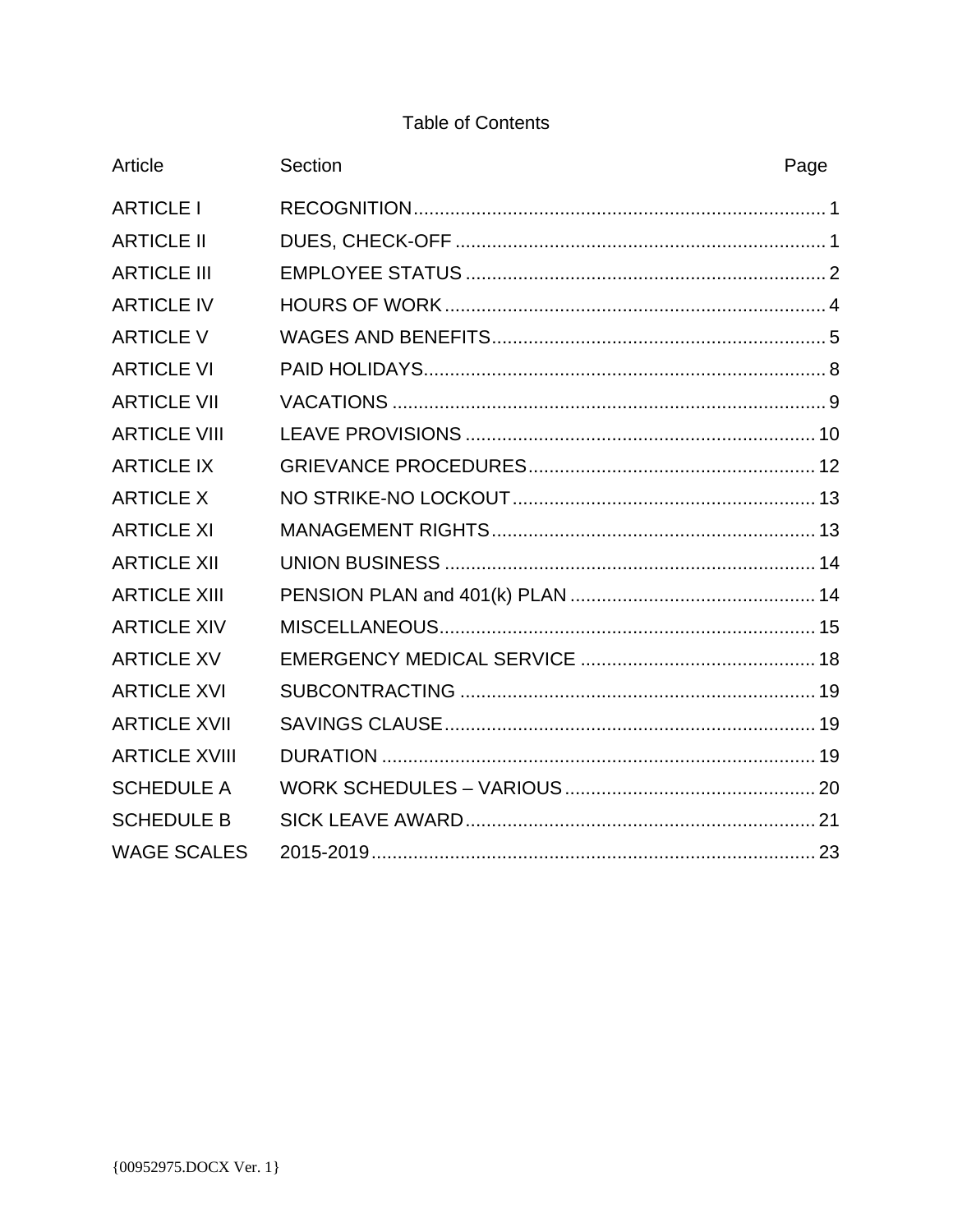# Table of Contents

| Article | Section | Page |
|---|---|---|
| ARTICLE I | RECOGNITION | 1 |
| ARTICLE II | DUES, CHECK-OFF | 1 |
| ARTICLE III | EMPLOYEE STATUS | 2 |
| ARTICLE IV | HOURS OF WORK | 4 |
| ARTICLE V | WAGES AND BENEFITS | 5 |
| ARTICLE VI | PAID HOLIDAYS | 8 |
| ARTICLE VII | VACATIONS | 9 |
| ARTICLE VIII | LEAVE PROVISIONS | 10 |
| ARTICLE IX | GRIEVANCE PROCEDURES | 12 |
| ARTICLE X | NO STRIKE-NO LOCKOUT | 13 |
| ARTICLE XI | MANAGEMENT RIGHTS | 13 |
| ARTICLE XII | UNION BUSINESS | 14 |
| ARTICLE XIII | PENSION PLAN and 401(k) PLAN | 14 |
| ARTICLE XIV | MISCELLANEOUS | 15 |
| ARTICLE XV | EMERGENCY MEDICAL SERVICE | 18 |
| ARTICLE XVI | SUBCONTRACTING | 19 |
| ARTICLE XVII | SAVINGS CLAUSE | 19 |
| ARTICLE XVIII | DURATION | 19 |
| SCHEDULE A | WORK SCHEDULES – VARIOUS | 20 |
| SCHEDULE B | SICK LEAVE AWARD | 21 |
| WAGE SCALES | 2015-2019 | 23 |

{00952975.DOCX Ver. 1}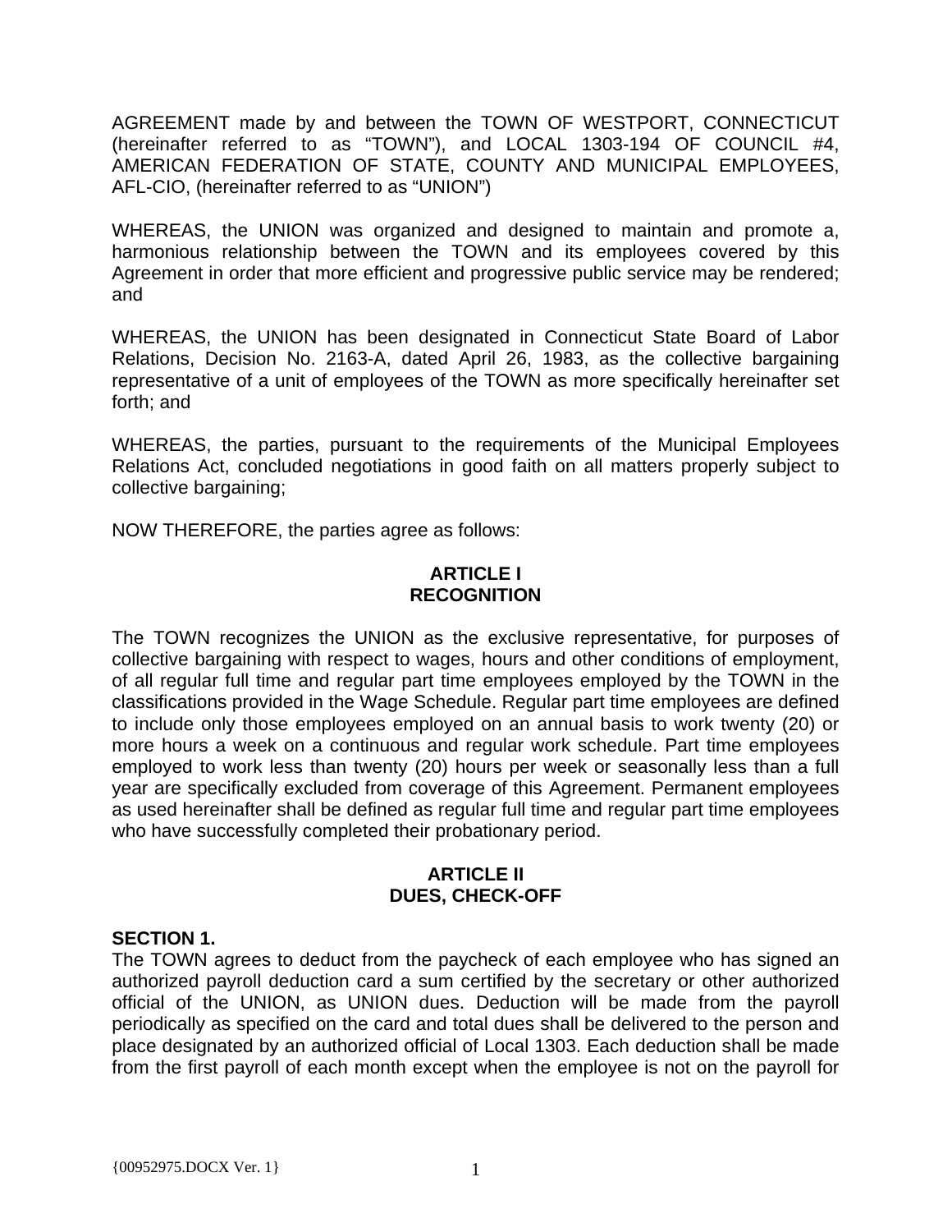AGREEMENT made by and between the TOWN OF WESTPORT, CONNECTICUT (hereinafter referred to as "TOWN"), and LOCAL 1303-194 OF COUNCIL #4, AMERICAN FEDERATION OF STATE, COUNTY AND MUNICIPAL EMPLOYEES, AFL-CIO, (hereinafter referred to as "UNION")

WHEREAS, the UNION was organized and designed to maintain and promote a, harmonious relationship between the TOWN and its employees covered by this Agreement in order that more efficient and progressive public service may be rendered; and

WHEREAS, the UNION has been designated in Connecticut State Board of Labor Relations, Decision No. 2163-A, dated April 26, 1983, as the collective bargaining representative of a unit of employees of the TOWN as more specifically hereinafter set forth; and

WHEREAS, the parties, pursuant to the requirements of the Municipal Employees Relations Act, concluded negotiations in good faith on all matters properly subject to collective bargaining;

NOW THEREFORE, the parties agree as follows:

## ARTICLE I
## RECOGNITION

The TOWN recognizes the UNION as the exclusive representative, for purposes of collective bargaining with respect to wages, hours and other conditions of employment, of all regular full time and regular part time employees employed by the TOWN in the classifications provided in the Wage Schedule. Regular part time employees are defined to include only those employees employed on an annual basis to work twenty (20) or more hours a week on a continuous and regular work schedule. Part time employees employed to work less than twenty (20) hours per week or seasonally less than a full year are specifically excluded from coverage of this Agreement. Permanent employees as used hereinafter shall be defined as regular full time and regular part time employees who have successfully completed their probationary period.

## ARTICLE II
## DUES, CHECK-OFF

**SECTION 1.**
The TOWN agrees to deduct from the paycheck of each employee who has signed an authorized payroll deduction card a sum certified by the secretary or other authorized official of the UNION, as UNION dues. Deduction will be made from the payroll periodically as specified on the card and total dues shall be delivered to the person and place designated by an authorized official of Local 1303. Each deduction shall be made from the first payroll of each month except when the employee is not on the payroll for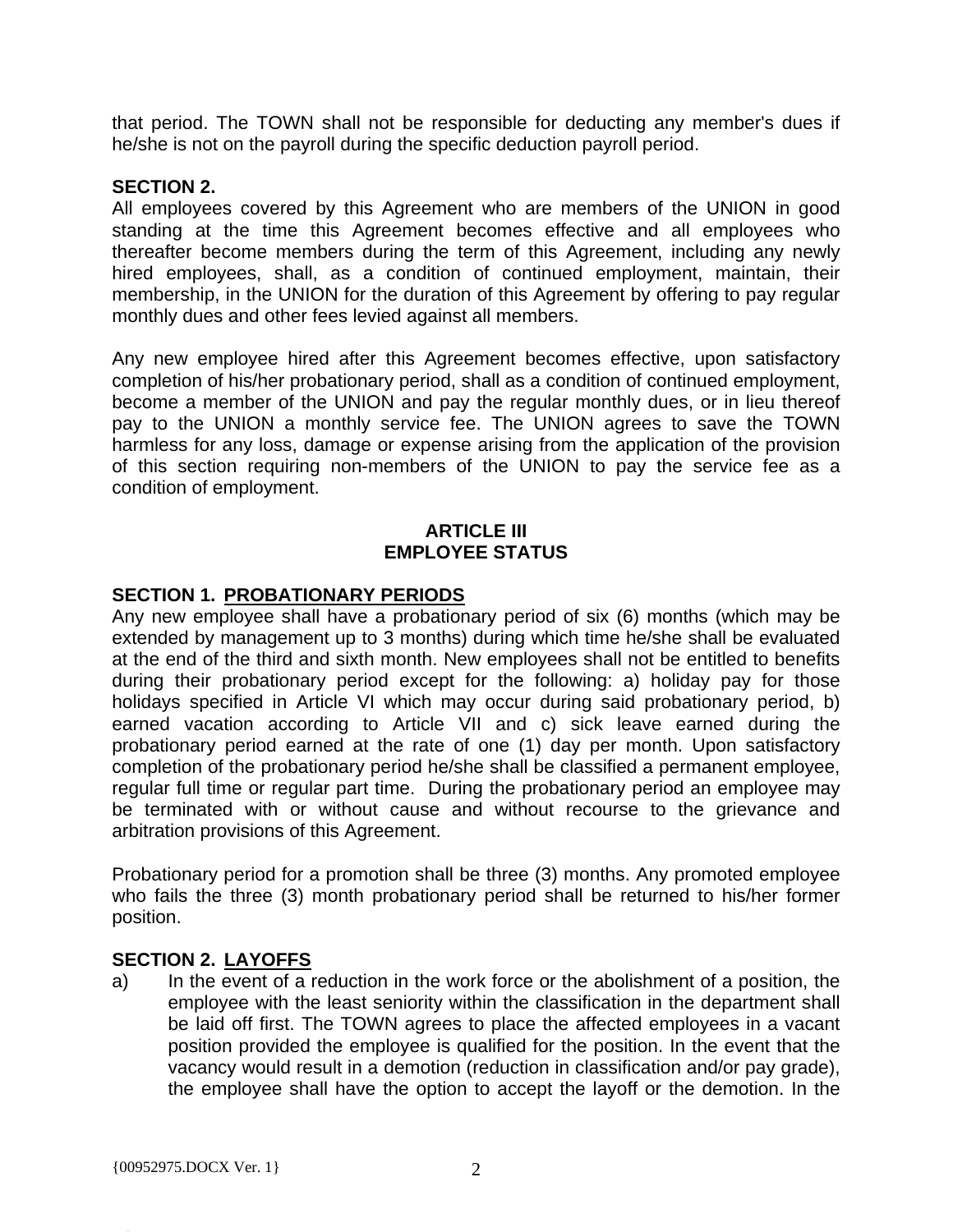that period. The TOWN shall not be responsible for deducting any member's dues if he/she is not on the payroll during the specific deduction payroll period.

**SECTION 2.**

All employees covered by this Agreement who are members of the UNION in good standing at the time this Agreement becomes effective and all employees who thereafter become members during the term of this Agreement, including any newly hired employees, shall, as a condition of continued employment, maintain, their membership, in the UNION for the duration of this Agreement by offering to pay regular monthly dues and other fees levied against all members.

Any new employee hired after this Agreement becomes effective, upon satisfactory completion of his/her probationary period, shall as a condition of continued employment, become a member of the UNION and pay the regular monthly dues, or in lieu thereof pay to the UNION a monthly service fee. The UNION agrees to save the TOWN harmless for any loss, damage or expense arising from the application of the provision of this section requiring non-members of the UNION to pay the service fee as a condition of employment.

## ARTICLE III
## EMPLOYEE STATUS

**SECTION 1. <u>PROBATIONARY PERIODS</u>**

Any new employee shall have a probationary period of six (6) months (which may be extended by management up to 3 months) during which time he/she shall be evaluated at the end of the third and sixth month. New employees shall not be entitled to benefits during their probationary period except for the following: a) holiday pay for those holidays specified in Article VI which may occur during said probationary period, b) earned vacation according to Article VII and c) sick leave earned during the probationary period earned at the rate of one (1) day per month. Upon satisfactory completion of the probationary period he/she shall be classified a permanent employee, regular full time or regular part time. During the probationary period an employee may be terminated with or without cause and without recourse to the grievance and arbitration provisions of this Agreement.

Probationary period for a promotion shall be three (3) months. Any promoted employee who fails the three (3) month probationary period shall be returned to his/her former position.

**SECTION 2. <u>LAYOFFS</u>**

a) In the event of a reduction in the work force or the abolishment of a position, the employee with the least seniority within the classification in the department shall be laid off first. The TOWN agrees to place the affected employees in a vacant position provided the employee is qualified for the position. In the event that the vacancy would result in a demotion (reduction in classification and/or pay grade), the employee shall have the option to accept the layoff or the demotion. In the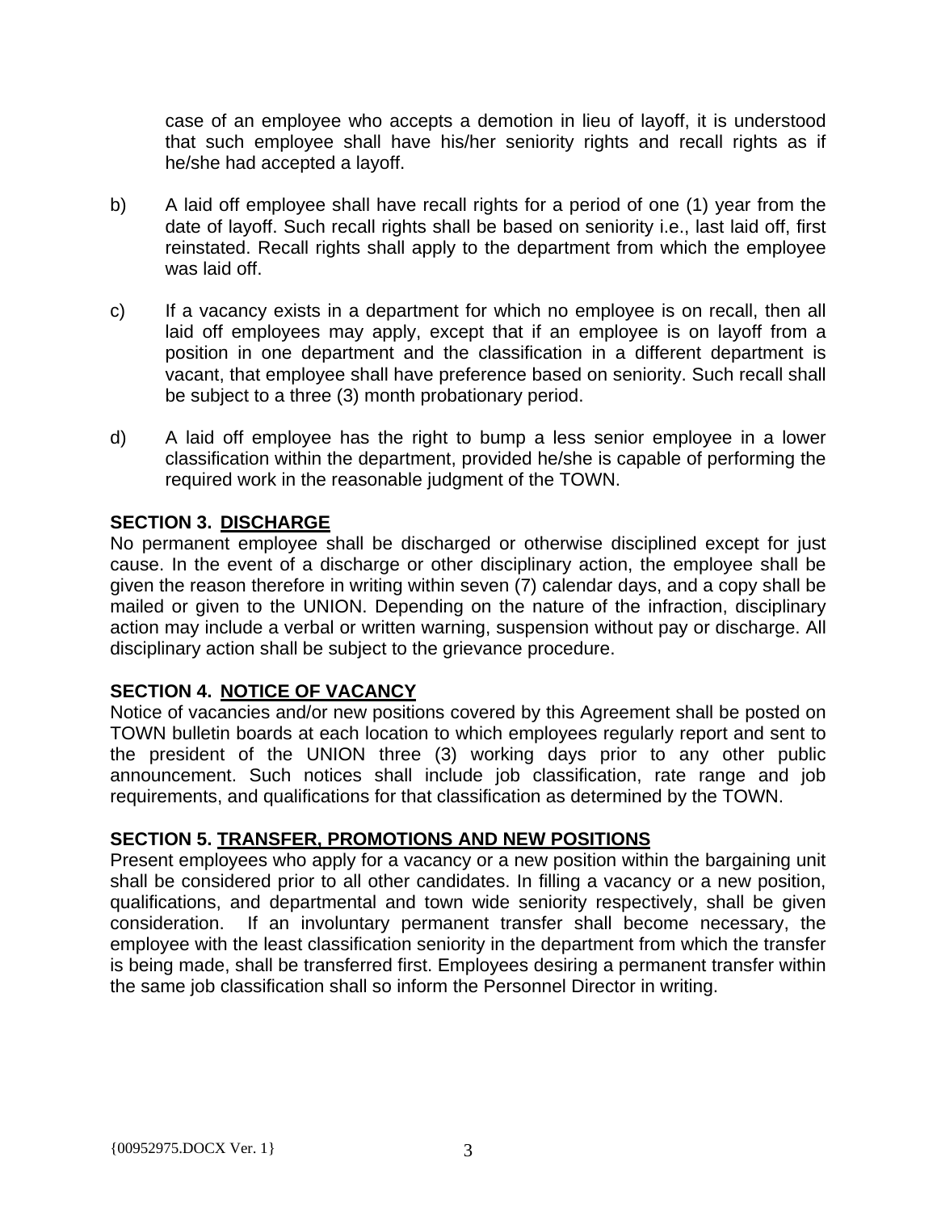case of an employee who accepts a demotion in lieu of layoff, it is understood that such employee shall have his/her seniority rights and recall rights as if he/she had accepted a layoff.

b) A laid off employee shall have recall rights for a period of one (1) year from the date of layoff. Such recall rights shall be based on seniority i.e., last laid off, first reinstated. Recall rights shall apply to the department from which the employee was laid off.

c) If a vacancy exists in a department for which no employee is on recall, then all laid off employees may apply, except that if an employee is on layoff from a position in one department and the classification in a different department is vacant, that employee shall have preference based on seniority. Such recall shall be subject to a three (3) month probationary period.

d) A laid off employee has the right to bump a less senior employee in a lower classification within the department, provided he/she is capable of performing the required work in the reasonable judgment of the TOWN.

**SECTION 3. DISCHARGE**

No permanent employee shall be discharged or otherwise disciplined except for just cause. In the event of a discharge or other disciplinary action, the employee shall be given the reason therefore in writing within seven (7) calendar days, and a copy shall be mailed or given to the UNION. Depending on the nature of the infraction, disciplinary action may include a verbal or written warning, suspension without pay or discharge. All disciplinary action shall be subject to the grievance procedure.

**SECTION 4. NOTICE OF VACANCY**

Notice of vacancies and/or new positions covered by this Agreement shall be posted on TOWN bulletin boards at each location to which employees regularly report and sent to the president of the UNION three (3) working days prior to any other public announcement. Such notices shall include job classification, rate range and job requirements, and qualifications for that classification as determined by the TOWN.

**SECTION 5. TRANSFER, PROMOTIONS AND NEW POSITIONS**

Present employees who apply for a vacancy or a new position within the bargaining unit shall be considered prior to all other candidates. In filling a vacancy or a new position, qualifications, and departmental and town wide seniority respectively, shall be given consideration. If an involuntary permanent transfer shall become necessary, the employee with the least classification seniority in the department from which the transfer is being made, shall be transferred first. Employees desiring a permanent transfer within the same job classification shall so inform the Personnel Director in writing.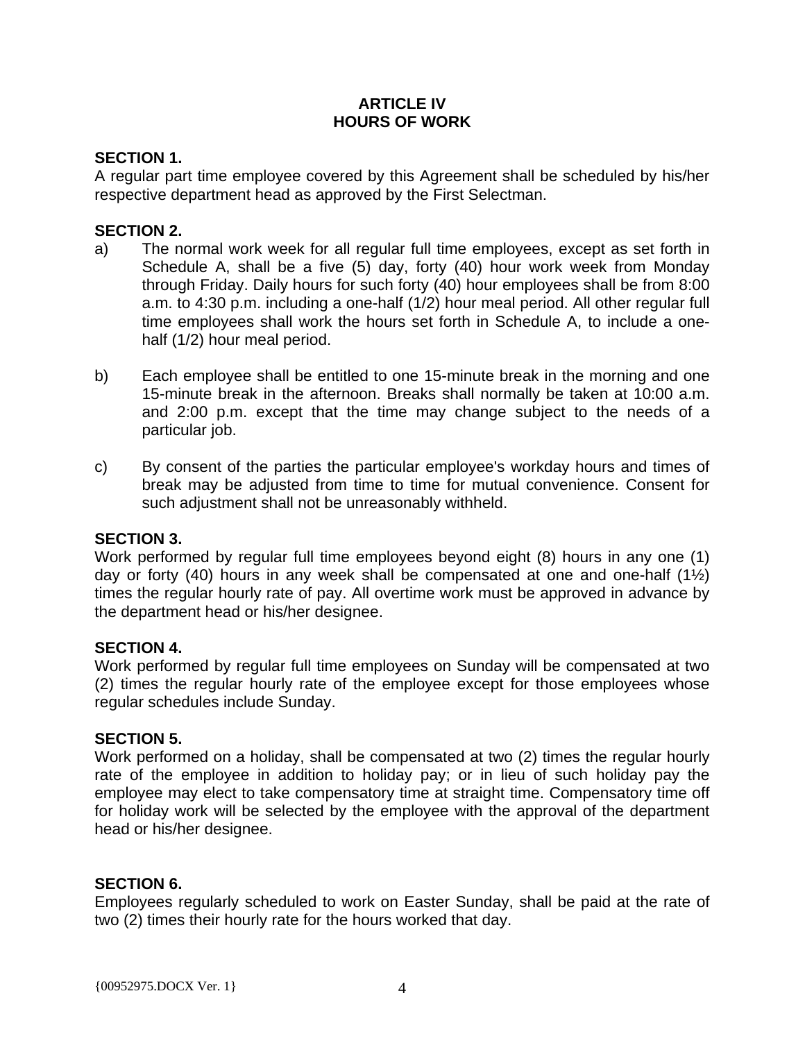# ARTICLE IV
# HOURS OF WORK

**SECTION 1.**
A regular part time employee covered by this Agreement shall be scheduled by his/her respective department head as approved by the First Selectman.

**SECTION 2.**

a) The normal work week for all regular full time employees, except as set forth in Schedule A, shall be a five (5) day, forty (40) hour work week from Monday through Friday. Daily hours for such forty (40) hour employees shall be from 8:00 a.m. to 4:30 p.m. including a one-half (1/2) hour meal period. All other regular full time employees shall work the hours set forth in Schedule A, to include a one-half (1/2) hour meal period.

b) Each employee shall be entitled to one 15-minute break in the morning and one 15-minute break in the afternoon. Breaks shall normally be taken at 10:00 a.m. and 2:00 p.m. except that the time may change subject to the needs of a particular job.

c) By consent of the parties the particular employee's workday hours and times of break may be adjusted from time to time for mutual convenience. Consent for such adjustment shall not be unreasonably withheld.

**SECTION 3.**
Work performed by regular full time employees beyond eight (8) hours in any one (1) day or forty (40) hours in any week shall be compensated at one and one-half (1½) times the regular hourly rate of pay. All overtime work must be approved in advance by the department head or his/her designee.

**SECTION 4.**
Work performed by regular full time employees on Sunday will be compensated at two (2) times the regular hourly rate of the employee except for those employees whose regular schedules include Sunday.

**SECTION 5.**
Work performed on a holiday, shall be compensated at two (2) times the regular hourly rate of the employee in addition to holiday pay; or in lieu of such holiday pay the employee may elect to take compensatory time at straight time. Compensatory time off for holiday work will be selected by the employee with the approval of the department head or his/her designee.

**SECTION 6.**
Employees regularly scheduled to work on Easter Sunday, shall be paid at the rate of two (2) times their hourly rate for the hours worked that day.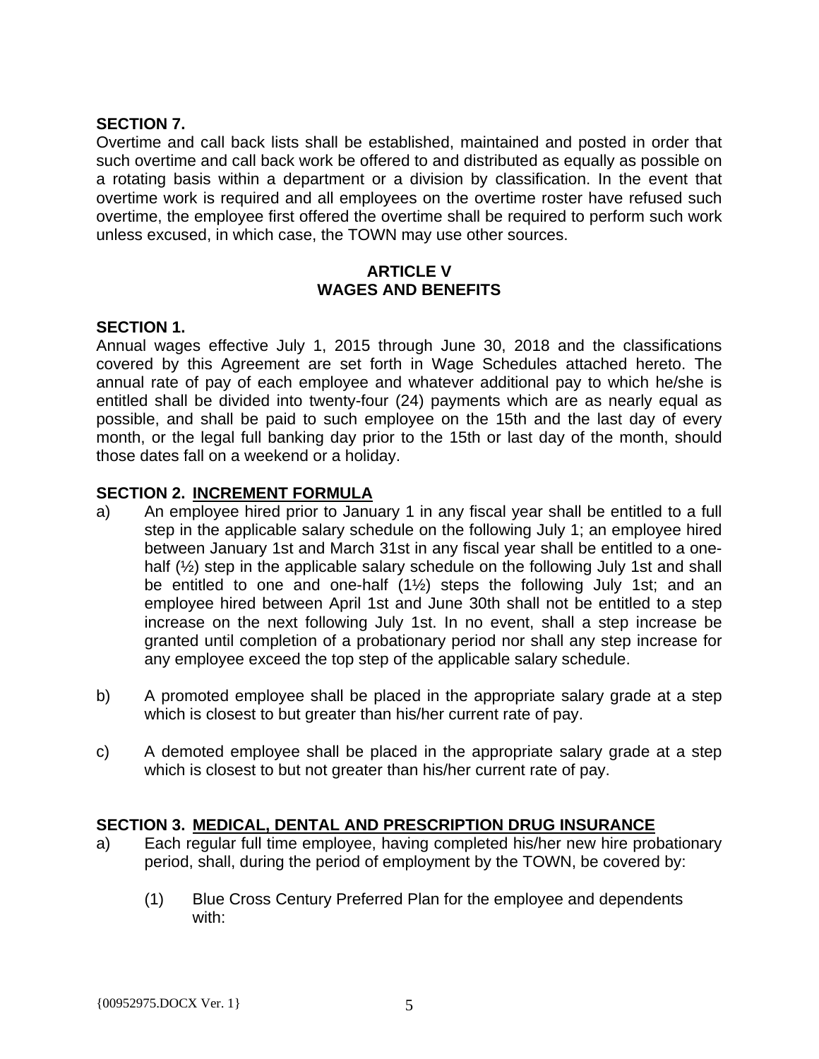**SECTION 7.**

Overtime and call back lists shall be established, maintained and posted in order that such overtime and call back work be offered to and distributed as equally as possible on a rotating basis within a department or a division by classification. In the event that overtime work is required and all employees on the overtime roster have refused such overtime, the employee first offered the overtime shall be required to perform such work unless excused, in which case, the TOWN may use other sources.

## ARTICLE V
## WAGES AND BENEFITS

**SECTION 1.**

Annual wages effective July 1, 2015 through June 30, 2018 and the classifications covered by this Agreement are set forth in Wage Schedules attached hereto. The annual rate of pay of each employee and whatever additional pay to which he/she is entitled shall be divided into twenty-four (24) payments which are as nearly equal as possible, and shall be paid to such employee on the 15th and the last day of every month, or the legal full banking day prior to the 15th or last day of the month, should those dates fall on a weekend or a holiday.

**SECTION 2. INCREMENT FORMULA**

a) An employee hired prior to January 1 in any fiscal year shall be entitled to a full step in the applicable salary schedule on the following July 1; an employee hired between January 1st and March 31st in any fiscal year shall be entitled to a one-half (½) step in the applicable salary schedule on the following July 1st and shall be entitled to one and one-half (1½) steps the following July 1st; and an employee hired between April 1st and June 30th shall not be entitled to a step increase on the next following July 1st. In no event, shall a step increase be granted until completion of a probationary period nor shall any step increase for any employee exceed the top step of the applicable salary schedule.

b) A promoted employee shall be placed in the appropriate salary grade at a step which is closest to but greater than his/her current rate of pay.

c) A demoted employee shall be placed in the appropriate salary grade at a step which is closest to but not greater than his/her current rate of pay.

**SECTION 3. MEDICAL, DENTAL AND PRESCRIPTION DRUG INSURANCE**

a) Each regular full time employee, having completed his/her new hire probationary period, shall, during the period of employment by the TOWN, be covered by:

   (1) Blue Cross Century Preferred Plan for the employee and dependents with: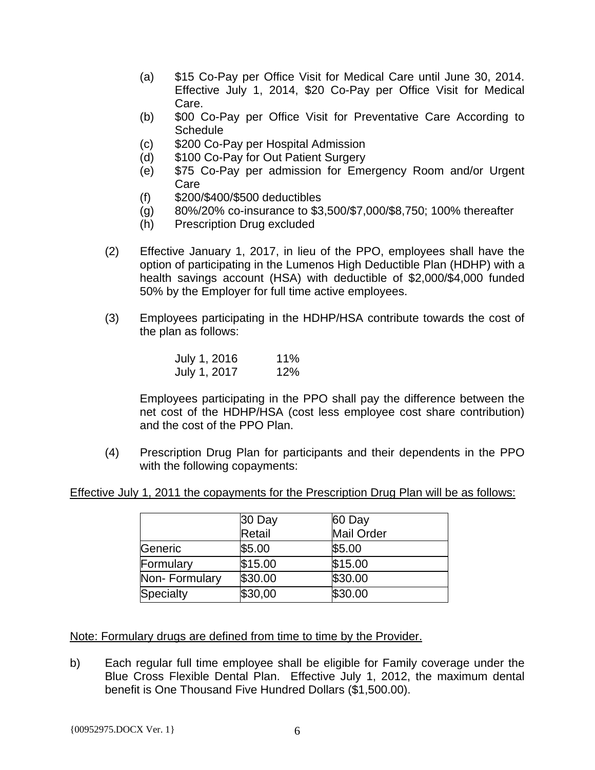(a) $15 Co-Pay per Office Visit for Medical Care until June 30, 2014. Effective July 1, 2014, $20 Co-Pay per Office Visit for Medical Care.
(b) $00 Co-Pay per Office Visit for Preventative Care According to Schedule
(c) $200 Co-Pay per Hospital Admission
(d) $100 Co-Pay for Out Patient Surgery
(e) $75 Co-Pay per admission for Emergency Room and/or Urgent Care
(f) $200/$400/$500 deductibles
(g) 80%/20% co-insurance to $3,500/$7,000/$8,750; 100% thereafter
(h) Prescription Drug excluded

(2) Effective January 1, 2017, in lieu of the PPO, employees shall have the option of participating in the Lumenos High Deductible Plan (HDHP) with a health savings account (HSA) with deductible of $2,000/$4,000 funded 50% by the Employer for full time active employees.

(3) Employees participating in the HDHP/HSA contribute towards the cost of the plan as follows:

| | |
|---|---|
| July 1, 2016 | 11% |
| July 1, 2017 | 12% |

Employees participating in the PPO shall pay the difference between the net cost of the HDHP/HSA (cost less employee cost share contribution) and the cost of the PPO Plan.

(4) Prescription Drug Plan for participants and their dependents in the PPO with the following copayments:

Effective July 1, 2011 the copayments for the Prescription Drug Plan will be as follows:

| | 30 Day Retail | 60 Day Mail Order |
|---|---|---|
| Generic | $5.00 | $5.00 |
| Formulary | $15.00 | $15.00 |
| Non- Formulary | $30.00 | $30.00 |
| Specialty | $30,00 | $30.00 |

Note: Formulary drugs are defined from time to time by the Provider.

b) Each regular full time employee shall be eligible for Family coverage under the Blue Cross Flexible Dental Plan. Effective July 1, 2012, the maximum dental benefit is One Thousand Five Hundred Dollars ($1,500.00).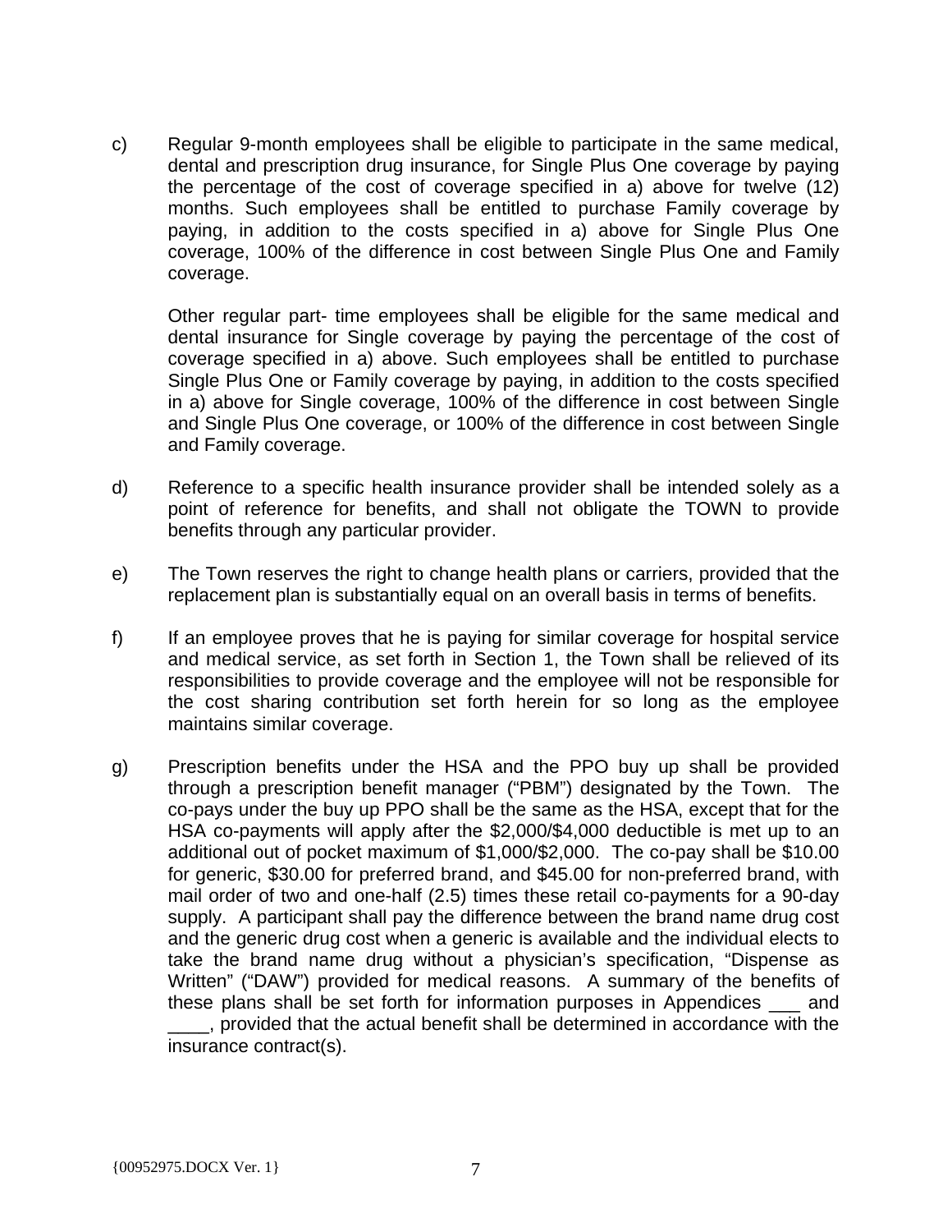c) Regular 9-month employees shall be eligible to participate in the same medical, dental and prescription drug insurance, for Single Plus One coverage by paying the percentage of the cost of coverage specified in a) above for twelve (12) months. Such employees shall be entitled to purchase Family coverage by paying, in addition to the costs specified in a) above for Single Plus One coverage, 100% of the difference in cost between Single Plus One and Family coverage.

Other regular part- time employees shall be eligible for the same medical and dental insurance for Single coverage by paying the percentage of the cost of coverage specified in a) above. Such employees shall be entitled to purchase Single Plus One or Family coverage by paying, in addition to the costs specified in a) above for Single coverage, 100% of the difference in cost between Single and Single Plus One coverage, or 100% of the difference in cost between Single and Family coverage.

d) Reference to a specific health insurance provider shall be intended solely as a point of reference for benefits, and shall not obligate the TOWN to provide benefits through any particular provider.

e) The Town reserves the right to change health plans or carriers, provided that the replacement plan is substantially equal on an overall basis in terms of benefits.

f) If an employee proves that he is paying for similar coverage for hospital service and medical service, as set forth in Section 1, the Town shall be relieved of its responsibilities to provide coverage and the employee will not be responsible for the cost sharing contribution set forth herein for so long as the employee maintains similar coverage.

g) Prescription benefits under the HSA and the PPO buy up shall be provided through a prescription benefit manager ("PBM") designated by the Town. The co-pays under the buy up PPO shall be the same as the HSA, except that for the HSA co-payments will apply after the $2,000/$4,000 deductible is met up to an additional out of pocket maximum of $1,000/$2,000. The co-pay shall be $10.00 for generic, $30.00 for preferred brand, and $45.00 for non-preferred brand, with mail order of two and one-half (2.5) times these retail co-payments for a 90-day supply. A participant shall pay the difference between the brand name drug cost and the generic drug cost when a generic is available and the individual elects to take the brand name drug without a physician's specification, "Dispense as Written" ("DAW") provided for medical reasons. A summary of the benefits of these plans shall be set forth for information purposes in Appendices ___ and ____, provided that the actual benefit shall be determined in accordance with the insurance contract(s).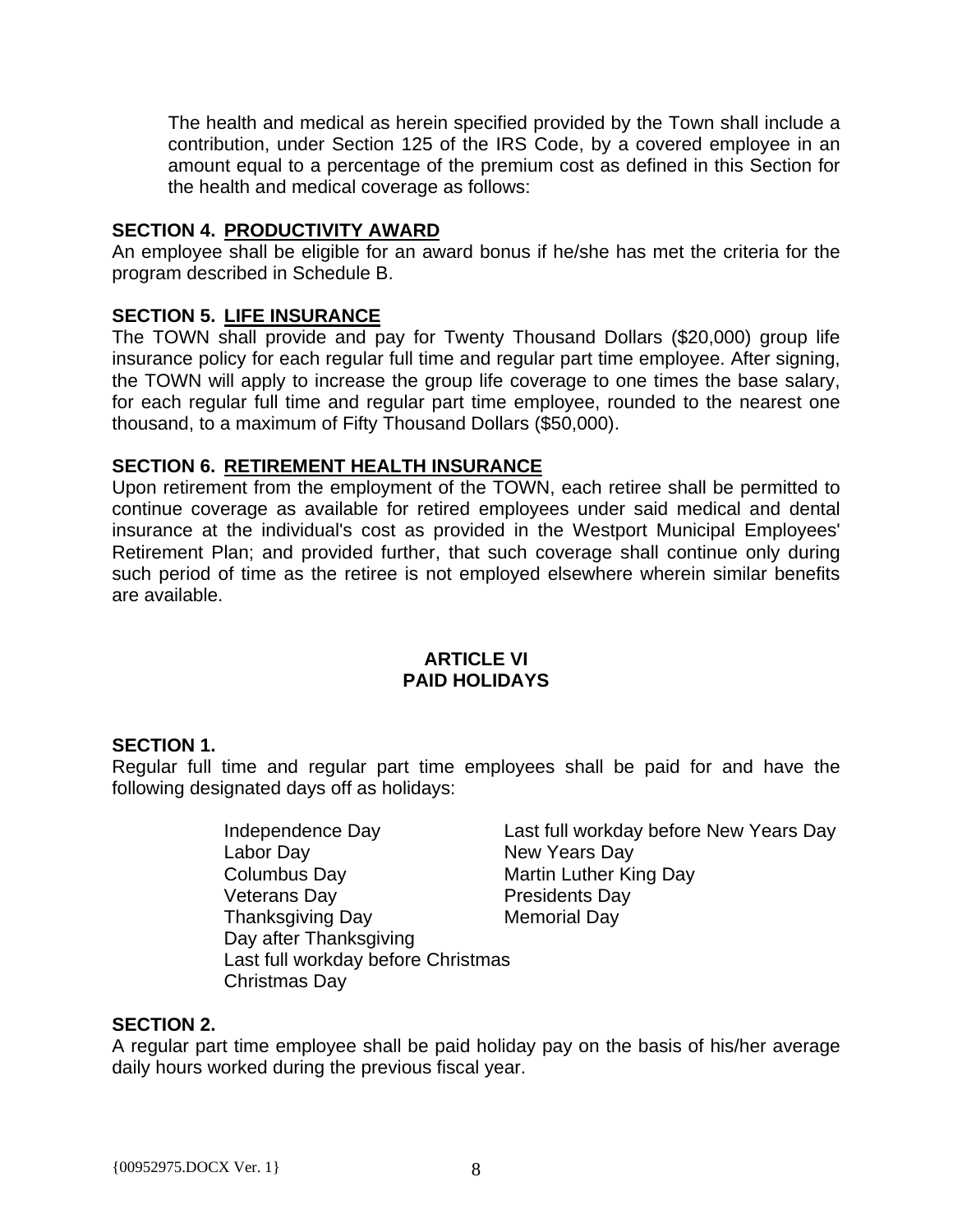The health and medical as herein specified provided by the Town shall include a contribution, under Section 125 of the IRS Code, by a covered employee in an amount equal to a percentage of the premium cost as defined in this Section for the health and medical coverage as follows:

**SECTION 4. PRODUCTIVITY AWARD**

An employee shall be eligible for an award bonus if he/she has met the criteria for the program described in Schedule B.

**SECTION 5. LIFE INSURANCE**

The TOWN shall provide and pay for Twenty Thousand Dollars ($20,000) group life insurance policy for each regular full time and regular part time employee. After signing, the TOWN will apply to increase the group life coverage to one times the base salary, for each regular full time and regular part time employee, rounded to the nearest one thousand, to a maximum of Fifty Thousand Dollars ($50,000).

**SECTION 6. RETIREMENT HEALTH INSURANCE**

Upon retirement from the employment of the TOWN, each retiree shall be permitted to continue coverage as available for retired employees under said medical and dental insurance at the individual's cost as provided in the Westport Municipal Employees' Retirement Plan; and provided further, that such coverage shall continue only during such period of time as the retiree is not employed elsewhere wherein similar benefits are available.

## ARTICLE VI
## PAID HOLIDAYS

**SECTION 1.**

Regular full time and regular part time employees shall be paid for and have the following designated days off as holidays:

- Independence Day
- Labor Day
- Columbus Day
- Veterans Day
- Thanksgiving Day
- Day after Thanksgiving
- Last full workday before Christmas
- Christmas Day
- Last full workday before New Years Day
- New Years Day
- Martin Luther King Day
- Presidents Day
- Memorial Day

**SECTION 2.**

A regular part time employee shall be paid holiday pay on the basis of his/her average daily hours worked during the previous fiscal year.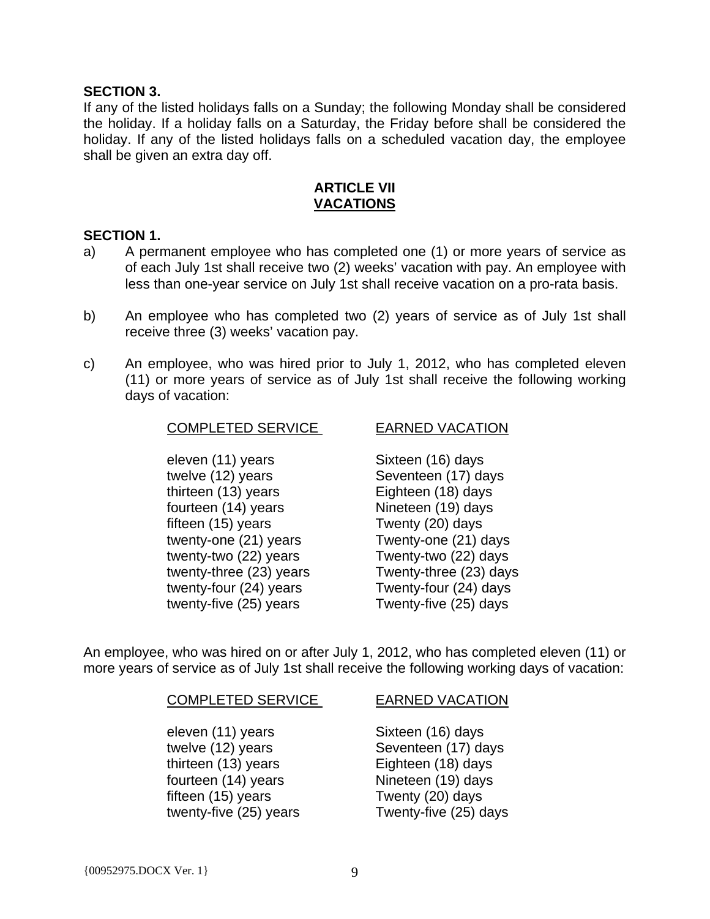**SECTION 3.**
If any of the listed holidays falls on a Sunday; the following Monday shall be considered the holiday. If a holiday falls on a Saturday, the Friday before shall be considered the holiday. If any of the listed holidays falls on a scheduled vacation day, the employee shall be given an extra day off.

## ARTICLE VII
## VACATIONS

**SECTION 1.**

a) A permanent employee who has completed one (1) or more years of service as of each July 1st shall receive two (2) weeks' vacation with pay. An employee with less than one-year service on July 1st shall receive vacation on a pro-rata basis.

b) An employee who has completed two (2) years of service as of July 1st shall receive three (3) weeks' vacation pay.

c) An employee, who was hired prior to July 1, 2012, who has completed eleven (11) or more years of service as of July 1st shall receive the following working days of vacation:

| COMPLETED SERVICE | EARNED VACATION |
|---|---|
| eleven (11) years | Sixteen (16) days |
| twelve (12) years | Seventeen (17) days |
| thirteen (13) years | Eighteen (18) days |
| fourteen (14) years | Nineteen (19) days |
| fifteen (15) years | Twenty (20) days |
| twenty-one (21) years | Twenty-one (21) days |
| twenty-two (22) years | Twenty-two (22) days |
| twenty-three (23) years | Twenty-three (23) days |
| twenty-four (24) years | Twenty-four (24) days |
| twenty-five (25) years | Twenty-five (25) days |

An employee, who was hired on or after July 1, 2012, who has completed eleven (11) or more years of service as of July 1st shall receive the following working days of vacation:

| COMPLETED SERVICE | EARNED VACATION |
|---|---|
| eleven (11) years | Sixteen (16) days |
| twelve (12) years | Seventeen (17) days |
| thirteen (13) years | Eighteen (18) days |
| fourteen (14) years | Nineteen (19) days |
| fifteen (15) years | Twenty (20) days |
| twenty-five (25) years | Twenty-five (25) days |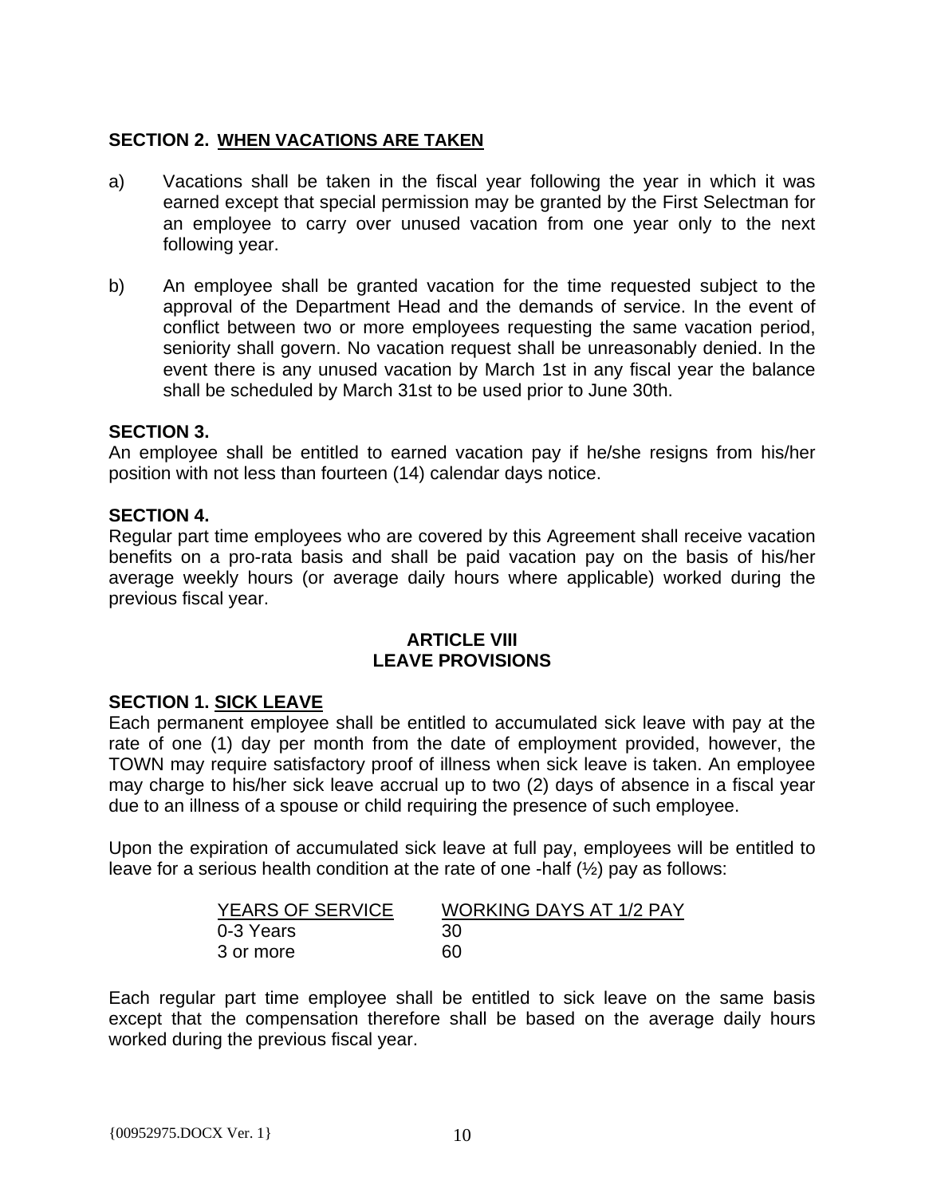**SECTION 2. WHEN VACATIONS ARE TAKEN**

a) Vacations shall be taken in the fiscal year following the year in which it was earned except that special permission may be granted by the First Selectman for an employee to carry over unused vacation from one year only to the next following year.

b) An employee shall be granted vacation for the time requested subject to the approval of the Department Head and the demands of service. In the event of conflict between two or more employees requesting the same vacation period, seniority shall govern. No vacation request shall be unreasonably denied. In the event there is any unused vacation by March 1st in any fiscal year the balance shall be scheduled by March 31st to be used prior to June 30th.

**SECTION 3.**

An employee shall be entitled to earned vacation pay if he/she resigns from his/her position with not less than fourteen (14) calendar days notice.

**SECTION 4.**

Regular part time employees who are covered by this Agreement shall receive vacation benefits on a pro-rata basis and shall be paid vacation pay on the basis of his/her average weekly hours (or average daily hours where applicable) worked during the previous fiscal year.

## ARTICLE VIII
## LEAVE PROVISIONS

**SECTION 1. SICK LEAVE**

Each permanent employee shall be entitled to accumulated sick leave with pay at the rate of one (1) day per month from the date of employment provided, however, the TOWN may require satisfactory proof of illness when sick leave is taken. An employee may charge to his/her sick leave accrual up to two (2) days of absence in a fiscal year due to an illness of a spouse or child requiring the presence of such employee.

Upon the expiration of accumulated sick leave at full pay, employees will be entitled to leave for a serious health condition at the rate of one -half (½) pay as follows:

| YEARS OF SERVICE | WORKING DAYS AT 1/2 PAY |
|---|---|
| 0-3 Years | 30 |
| 3 or more | 60 |

Each regular part time employee shall be entitled to sick leave on the same basis except that the compensation therefore shall be based on the average daily hours worked during the previous fiscal year.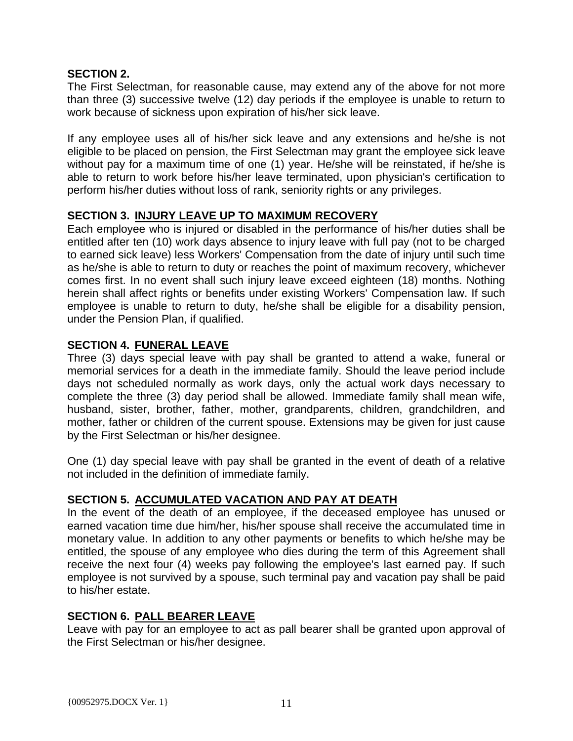**SECTION 2.**

The First Selectman, for reasonable cause, may extend any of the above for not more than three (3) successive twelve (12) day periods if the employee is unable to return to work because of sickness upon expiration of his/her sick leave.

If any employee uses all of his/her sick leave and any extensions and he/she is not eligible to be placed on pension, the First Selectman may grant the employee sick leave without pay for a maximum time of one (1) year. He/she will be reinstated, if he/she is able to return to work before his/her leave terminated, upon physician's certification to perform his/her duties without loss of rank, seniority rights or any privileges.

**SECTION 3. INJURY LEAVE UP TO MAXIMUM RECOVERY**

Each employee who is injured or disabled in the performance of his/her duties shall be entitled after ten (10) work days absence to injury leave with full pay (not to be charged to earned sick leave) less Workers' Compensation from the date of injury until such time as he/she is able to return to duty or reaches the point of maximum recovery, whichever comes first. In no event shall such injury leave exceed eighteen (18) months. Nothing herein shall affect rights or benefits under existing Workers' Compensation law. If such employee is unable to return to duty, he/she shall be eligible for a disability pension, under the Pension Plan, if qualified.

**SECTION 4. FUNERAL LEAVE**

Three (3) days special leave with pay shall be granted to attend a wake, funeral or memorial services for a death in the immediate family. Should the leave period include days not scheduled normally as work days, only the actual work days necessary to complete the three (3) day period shall be allowed. Immediate family shall mean wife, husband, sister, brother, father, mother, grandparents, children, grandchildren, and mother, father or children of the current spouse. Extensions may be given for just cause by the First Selectman or his/her designee.

One (1) day special leave with pay shall be granted in the event of death of a relative not included in the definition of immediate family.

**SECTION 5. ACCUMULATED VACATION AND PAY AT DEATH**

In the event of the death of an employee, if the deceased employee has unused or earned vacation time due him/her, his/her spouse shall receive the accumulated time in monetary value. In addition to any other payments or benefits to which he/she may be entitled, the spouse of any employee who dies during the term of this Agreement shall receive the next four (4) weeks pay following the employee's last earned pay. If such employee is not survived by a spouse, such terminal pay and vacation pay shall be paid to his/her estate.

**SECTION 6. PALL BEARER LEAVE**

Leave with pay for an employee to act as pall bearer shall be granted upon approval of the First Selectman or his/her designee.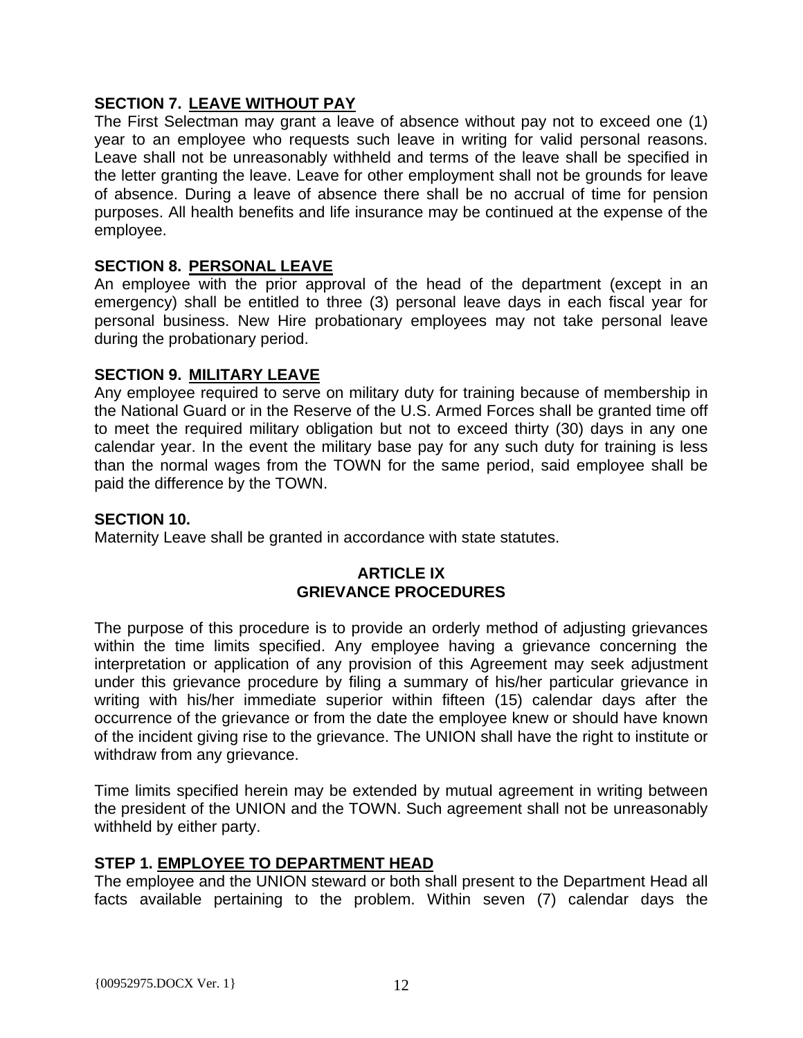**SECTION 7. LEAVE WITHOUT PAY**

The First Selectman may grant a leave of absence without pay not to exceed one (1) year to an employee who requests such leave in writing for valid personal reasons. Leave shall not be unreasonably withheld and terms of the leave shall be specified in the letter granting the leave. Leave for other employment shall not be grounds for leave of absence. During a leave of absence there shall be no accrual of time for pension purposes. All health benefits and life insurance may be continued at the expense of the employee.

**SECTION 8. PERSONAL LEAVE**

An employee with the prior approval of the head of the department (except in an emergency) shall be entitled to three (3) personal leave days in each fiscal year for personal business. New Hire probationary employees may not take personal leave during the probationary period.

**SECTION 9. MILITARY LEAVE**

Any employee required to serve on military duty for training because of membership in the National Guard or in the Reserve of the U.S. Armed Forces shall be granted time off to meet the required military obligation but not to exceed thirty (30) days in any one calendar year. In the event the military base pay for any such duty for training is less than the normal wages from the TOWN for the same period, said employee shall be paid the difference by the TOWN.

**SECTION 10.**

Maternity Leave shall be granted in accordance with state statutes.

## ARTICLE IX
## GRIEVANCE PROCEDURES

The purpose of this procedure is to provide an orderly method of adjusting grievances within the time limits specified. Any employee having a grievance concerning the interpretation or application of any provision of this Agreement may seek adjustment under this grievance procedure by filing a summary of his/her particular grievance in writing with his/her immediate superior within fifteen (15) calendar days after the occurrence of the grievance or from the date the employee knew or should have known of the incident giving rise to the grievance. The UNION shall have the right to institute or withdraw from any grievance.

Time limits specified herein may be extended by mutual agreement in writing between the president of the UNION and the TOWN. Such agreement shall not be unreasonably withheld by either party.

**STEP 1. EMPLOYEE TO DEPARTMENT HEAD**

The employee and the UNION steward or both shall present to the Department Head all facts available pertaining to the problem. Within seven (7) calendar days the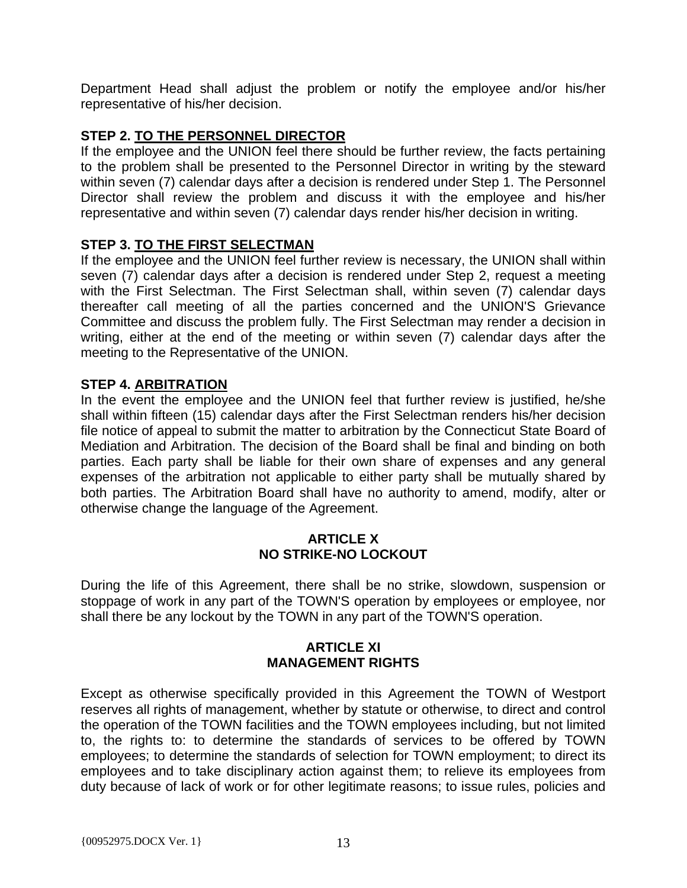Department Head shall adjust the problem or notify the employee and/or his/her representative of his/her decision.

**STEP 2. <u>TO THE PERSONNEL DIRECTOR</u>**
If the employee and the UNION feel there should be further review, the facts pertaining to the problem shall be presented to the Personnel Director in writing by the steward within seven (7) calendar days after a decision is rendered under Step 1. The Personnel Director shall review the problem and discuss it with the employee and his/her representative and within seven (7) calendar days render his/her decision in writing.

**STEP 3. <u>TO THE FIRST SELECTMAN</u>**
If the employee and the UNION feel further review is necessary, the UNION shall within seven (7) calendar days after a decision is rendered under Step 2, request a meeting with the First Selectman. The First Selectman shall, within seven (7) calendar days thereafter call meeting of all the parties concerned and the UNION'S Grievance Committee and discuss the problem fully. The First Selectman may render a decision in writing, either at the end of the meeting or within seven (7) calendar days after the meeting to the Representative of the UNION.

**STEP 4. <u>ARBITRATION</u>**
In the event the employee and the UNION feel that further review is justified, he/she shall within fifteen (15) calendar days after the First Selectman renders his/her decision file notice of appeal to submit the matter to arbitration by the Connecticut State Board of Mediation and Arbitration. The decision of the Board shall be final and binding on both parties. Each party shall be liable for their own share of expenses and any general expenses of the arbitration not applicable to either party shall be mutually shared by both parties. The Arbitration Board shall have no authority to amend, modify, alter or otherwise change the language of the Agreement.

## ARTICLE X
## NO STRIKE-NO LOCKOUT

During the life of this Agreement, there shall be no strike, slowdown, suspension or stoppage of work in any part of the TOWN'S operation by employees or employee, nor shall there be any lockout by the TOWN in any part of the TOWN'S operation.

## ARTICLE XI
## MANAGEMENT RIGHTS

Except as otherwise specifically provided in this Agreement the TOWN of Westport reserves all rights of management, whether by statute or otherwise, to direct and control the operation of the TOWN facilities and the TOWN employees including, but not limited to, the rights to: to determine the standards of services to be offered by TOWN employees; to determine the standards of selection for TOWN employment; to direct its employees and to take disciplinary action against them; to relieve its employees from duty because of lack of work or for other legitimate reasons; to issue rules, policies and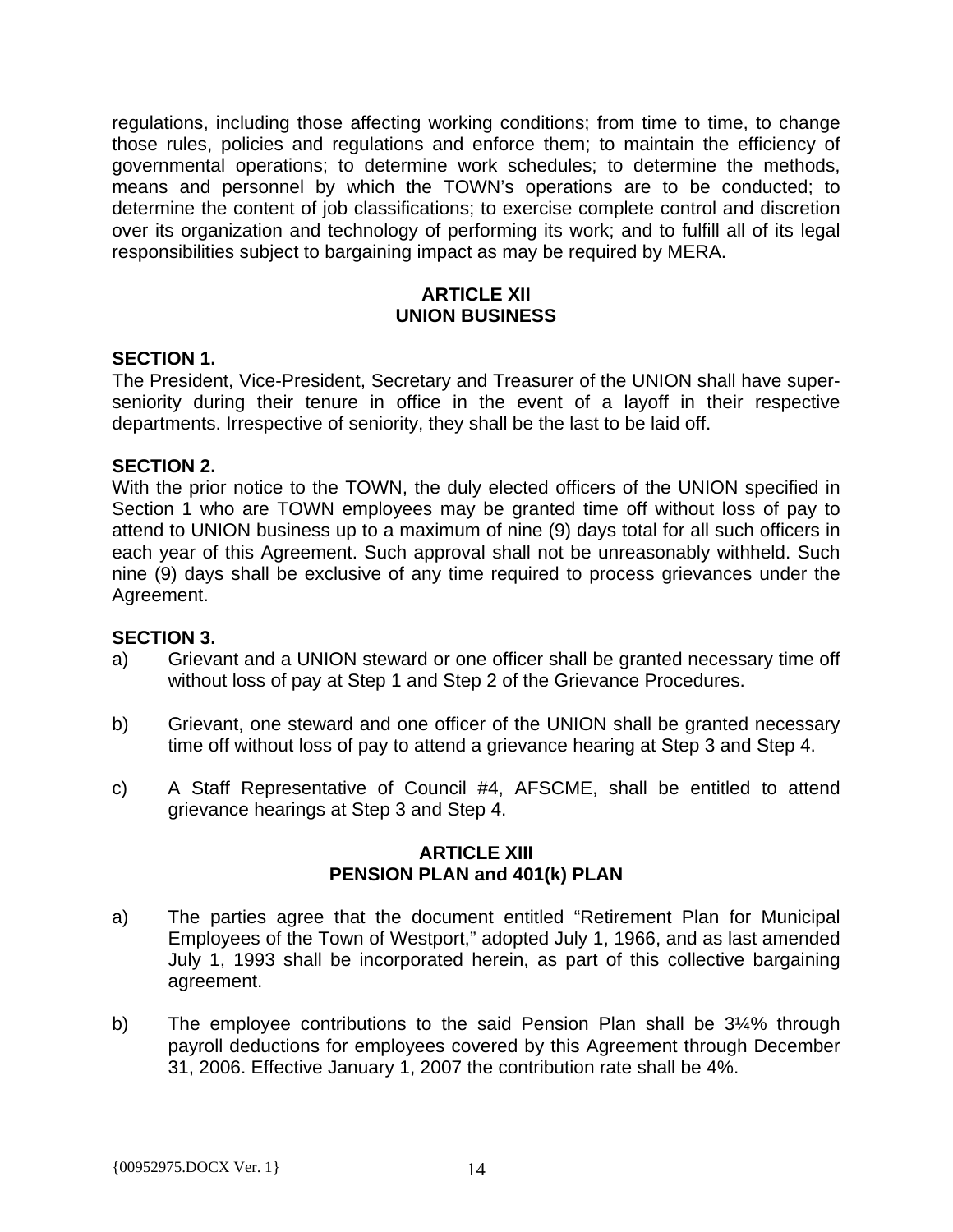regulations, including those affecting working conditions; from time to time, to change those rules, policies and regulations and enforce them; to maintain the efficiency of governmental operations; to determine work schedules; to determine the methods, means and personnel by which the TOWN's operations are to be conducted; to determine the content of job classifications; to exercise complete control and discretion over its organization and technology of performing its work; and to fulfill all of its legal responsibilities subject to bargaining impact as may be required by MERA.

## ARTICLE XII
## UNION BUSINESS

**SECTION 1.**
The President, Vice-President, Secretary and Treasurer of the UNION shall have super-seniority during their tenure in office in the event of a layoff in their respective departments. Irrespective of seniority, they shall be the last to be laid off.

**SECTION 2.**
With the prior notice to the TOWN, the duly elected officers of the UNION specified in Section 1 who are TOWN employees may be granted time off without loss of pay to attend to UNION business up to a maximum of nine (9) days total for all such officers in each year of this Agreement. Such approval shall not be unreasonably withheld. Such nine (9) days shall be exclusive of any time required to process grievances under the Agreement.

**SECTION 3.**

a) Grievant and a UNION steward or one officer shall be granted necessary time off without loss of pay at Step 1 and Step 2 of the Grievance Procedures.

b) Grievant, one steward and one officer of the UNION shall be granted necessary time off without loss of pay to attend a grievance hearing at Step 3 and Step 4.

c) A Staff Representative of Council #4, AFSCME, shall be entitled to attend grievance hearings at Step 3 and Step 4.

## ARTICLE XIII
## PENSION PLAN and 401(k) PLAN

a) The parties agree that the document entitled "Retirement Plan for Municipal Employees of the Town of Westport," adopted July 1, 1966, and as last amended July 1, 1993 shall be incorporated herein, as part of this collective bargaining agreement.

b) The employee contributions to the said Pension Plan shall be 3¼% through payroll deductions for employees covered by this Agreement through December 31, 2006. Effective January 1, 2007 the contribution rate shall be 4%.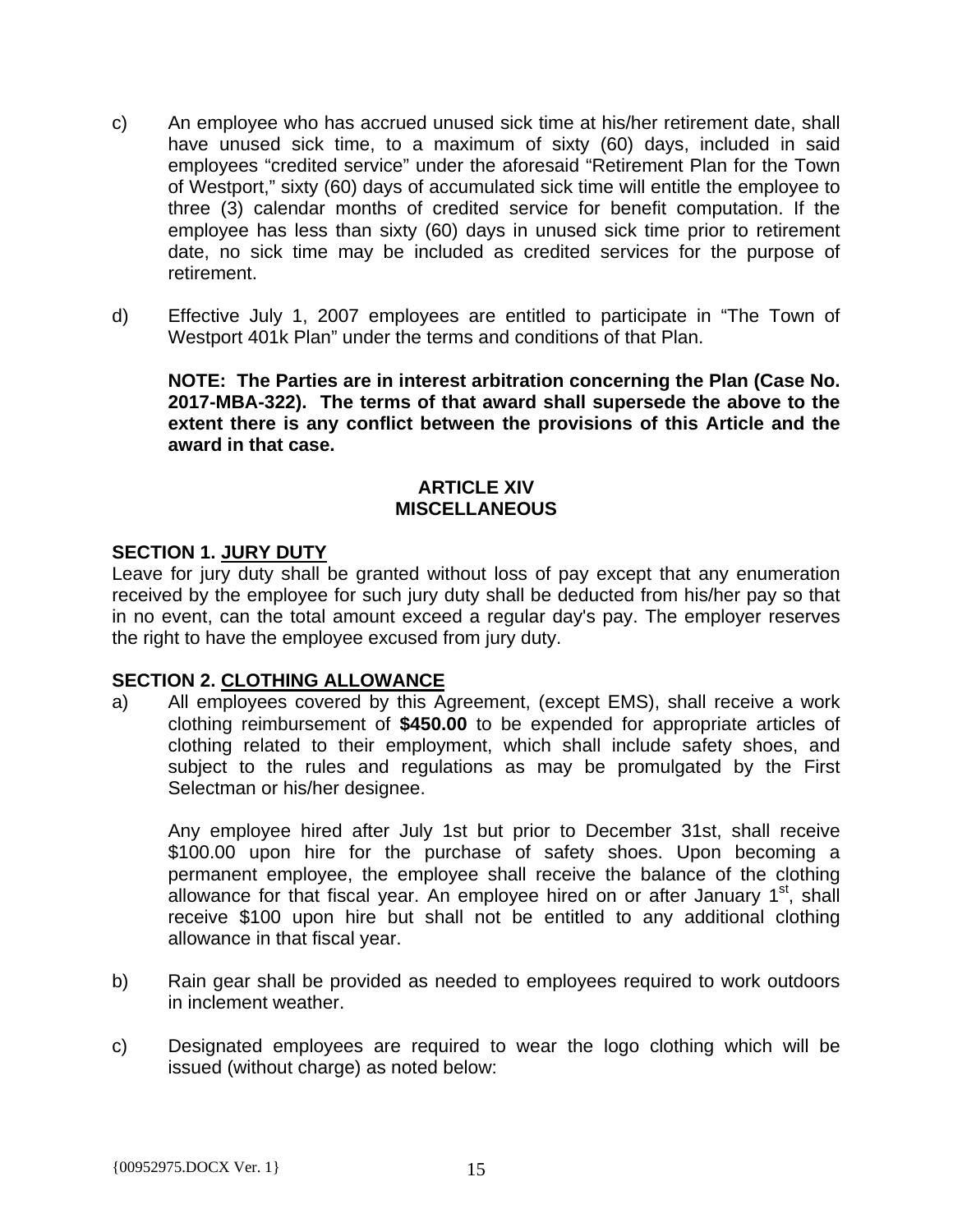c) An employee who has accrued unused sick time at his/her retirement date, shall have unused sick time, to a maximum of sixty (60) days, included in said employees "credited service" under the aforesaid "Retirement Plan for the Town of Westport," sixty (60) days of accumulated sick time will entitle the employee to three (3) calendar months of credited service for benefit computation. If the employee has less than sixty (60) days in unused sick time prior to retirement date, no sick time may be included as credited services for the purpose of retirement.

d) Effective July 1, 2007 employees are entitled to participate in "The Town of Westport 401k Plan" under the terms and conditions of that Plan.

**NOTE: The Parties are in interest arbitration concerning the Plan (Case No. 2017-MBA-322). The terms of that award shall supersede the above to the extent there is any conflict between the provisions of this Article and the award in that case.**

## ARTICLE XIV
## MISCELLANEOUS

**SECTION 1. JURY DUTY**

Leave for jury duty shall be granted without loss of pay except that any enumeration received by the employee for such jury duty shall be deducted from his/her pay so that in no event, can the total amount exceed a regular day's pay. The employer reserves the right to have the employee excused from jury duty.

**SECTION 2. CLOTHING ALLOWANCE**

a) All employees covered by this Agreement, (except EMS), shall receive a work clothing reimbursement of **$450.00** to be expended for appropriate articles of clothing related to their employment, which shall include safety shoes, and subject to the rules and regulations as may be promulgated by the First Selectman or his/her designee.

   Any employee hired after July 1st but prior to December 31st, shall receive $100.00 upon hire for the purchase of safety shoes. Upon becoming a permanent employee, the employee shall receive the balance of the clothing allowance for that fiscal year. An employee hired on or after January 1st, shall receive $100 upon hire but shall not be entitled to any additional clothing allowance in that fiscal year.

b) Rain gear shall be provided as needed to employees required to work outdoors in inclement weather.

c) Designated employees are required to wear the logo clothing which will be issued (without charge) as noted below: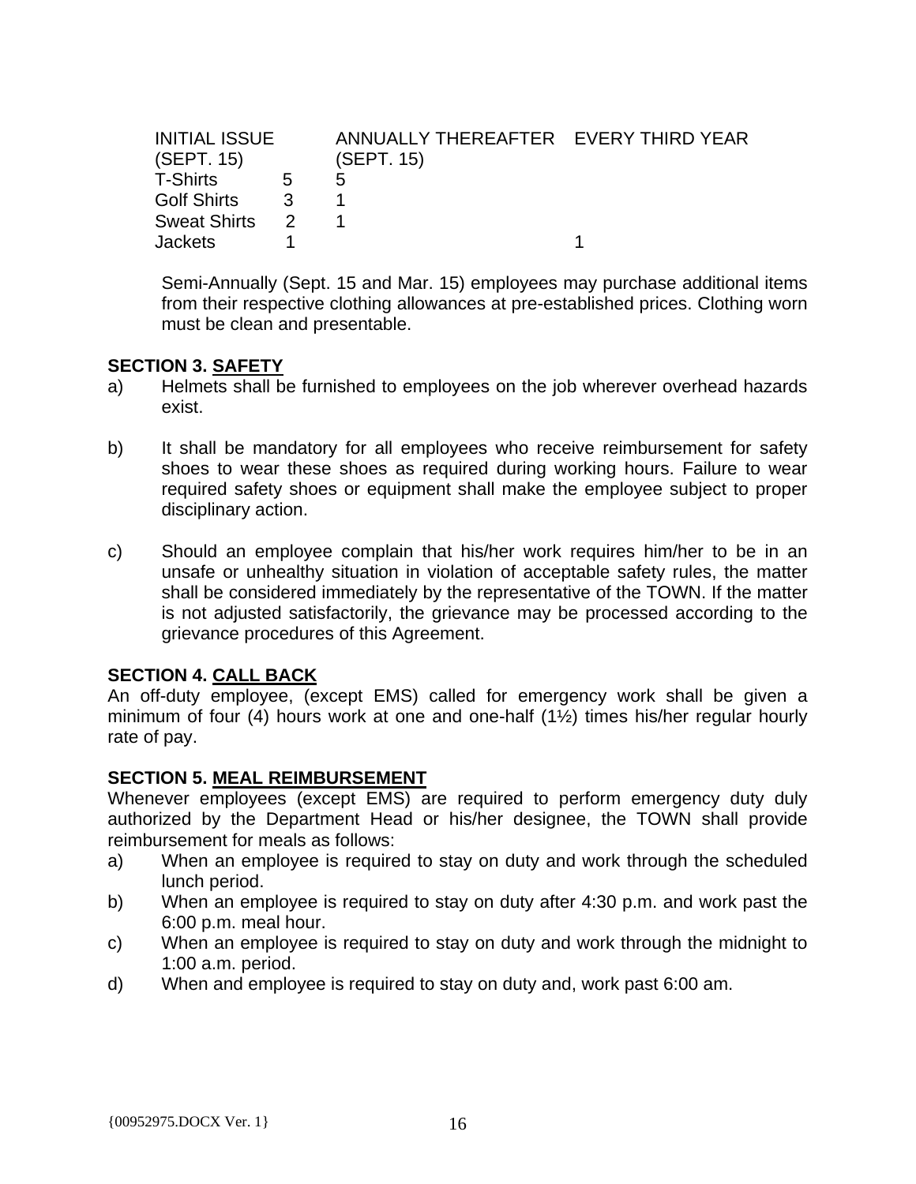| INITIAL ISSUE (SEPT. 15) | | ANNUALLY THEREAFTER (SEPT. 15) | EVERY THIRD YEAR |
|---|---|---|---|
| T-Shirts | 5 | 5 | |
| Golf Shirts | 3 | 1 | |
| Sweat Shirts | 2 | 1 | |
| Jackets | 1 | | 1 |

Semi-Annually (Sept. 15 and Mar. 15) employees may purchase additional items from their respective clothing allowances at pre-established prices. Clothing worn must be clean and presentable.

**SECTION 3. <u>SAFETY</u>**

a) Helmets shall be furnished to employees on the job wherever overhead hazards exist.

b) It shall be mandatory for all employees who receive reimbursement for safety shoes to wear these shoes as required during working hours. Failure to wear required safety shoes or equipment shall make the employee subject to proper disciplinary action.

c) Should an employee complain that his/her work requires him/her to be in an unsafe or unhealthy situation in violation of acceptable safety rules, the matter shall be considered immediately by the representative of the TOWN. If the matter is not adjusted satisfactorily, the grievance may be processed according to the grievance procedures of this Agreement.

**SECTION 4. <u>CALL BACK</u>**

An off-duty employee, (except EMS) called for emergency work shall be given a minimum of four (4) hours work at one and one-half (1½) times his/her regular hourly rate of pay.

**SECTION 5. <u>MEAL REIMBURSEMENT</u>**

Whenever employees (except EMS) are required to perform emergency duty duly authorized by the Department Head or his/her designee, the TOWN shall provide reimbursement for meals as follows:

a) When an employee is required to stay on duty and work through the scheduled lunch period.
b) When an employee is required to stay on duty after 4:30 p.m. and work past the 6:00 p.m. meal hour.
c) When an employee is required to stay on duty and work through the midnight to 1:00 a.m. period.
d) When and employee is required to stay on duty and, work past 6:00 am.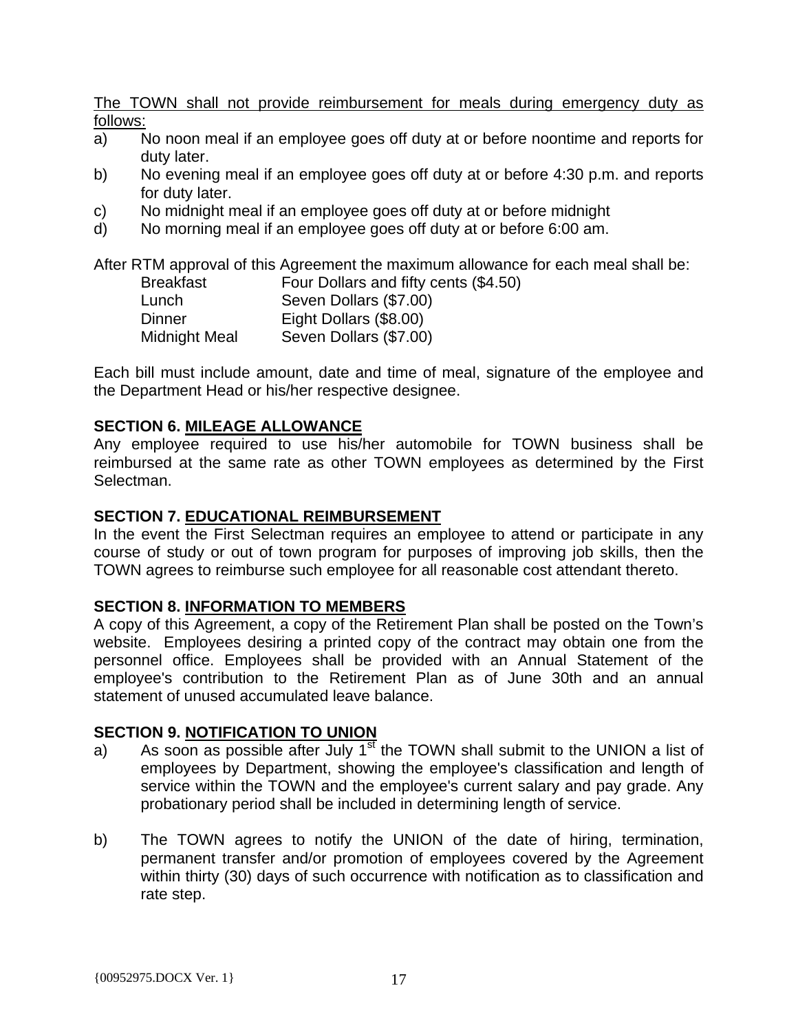The TOWN shall not provide reimbursement for meals during emergency duty as follows:

a) No noon meal if an employee goes off duty at or before noontime and reports for duty later.
b) No evening meal if an employee goes off duty at or before 4:30 p.m. and reports for duty later.
c) No midnight meal if an employee goes off duty at or before midnight
d) No morning meal if an employee goes off duty at or before 6:00 am.

After RTM approval of this Agreement the maximum allowance for each meal shall be:

| | |
|---|---|
| Breakfast | Four Dollars and fifty cents ($4.50) |
| Lunch | Seven Dollars ($7.00) |
| Dinner | Eight Dollars ($8.00) |
| Midnight Meal | Seven Dollars ($7.00) |

Each bill must include amount, date and time of meal, signature of the employee and the Department Head or his/her respective designee.

### SECTION 6. MILEAGE ALLOWANCE

Any employee required to use his/her automobile for TOWN business shall be reimbursed at the same rate as other TOWN employees as determined by the First Selectman.

### SECTION 7. EDUCATIONAL REIMBURSEMENT

In the event the First Selectman requires an employee to attend or participate in any course of study or out of town program for purposes of improving job skills, then the TOWN agrees to reimburse such employee for all reasonable cost attendant thereto.

### SECTION 8. INFORMATION TO MEMBERS

A copy of this Agreement, a copy of the Retirement Plan shall be posted on the Town's website. Employees desiring a printed copy of the contract may obtain one from the personnel office. Employees shall be provided with an Annual Statement of the employee's contribution to the Retirement Plan as of June 30th and an annual statement of unused accumulated leave balance.

### SECTION 9. NOTIFICATION TO UNION

a) As soon as possible after July 1st the TOWN shall submit to the UNION a list of employees by Department, showing the employee's classification and length of service within the TOWN and the employee's current salary and pay grade. Any probationary period shall be included in determining length of service.

b) The TOWN agrees to notify the UNION of the date of hiring, termination, permanent transfer and/or promotion of employees covered by the Agreement within thirty (30) days of such occurrence with notification as to classification and rate step.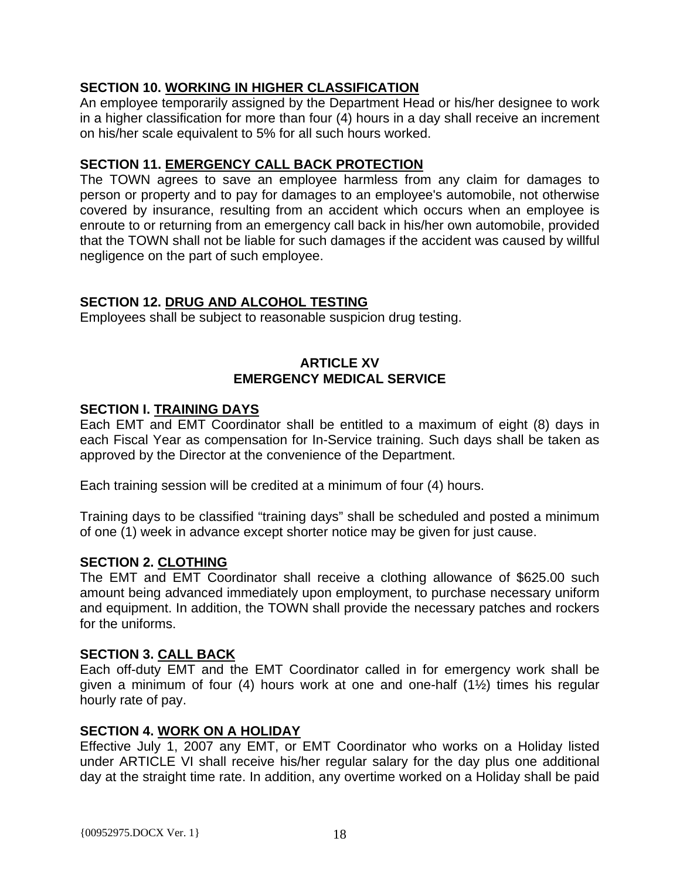### SECTION 10. WORKING IN HIGHER CLASSIFICATION

An employee temporarily assigned by the Department Head or his/her designee to work in a higher classification for more than four (4) hours in a day shall receive an increment on his/her scale equivalent to 5% for all such hours worked.

### SECTION 11. EMERGENCY CALL BACK PROTECTION

The TOWN agrees to save an employee harmless from any claim for damages to person or property and to pay for damages to an employee's automobile, not otherwise covered by insurance, resulting from an accident which occurs when an employee is enroute to or returning from an emergency call back in his/her own automobile, provided that the TOWN shall not be liable for such damages if the accident was caused by willful negligence on the part of such employee.

### SECTION 12. DRUG AND ALCOHOL TESTING

Employees shall be subject to reasonable suspicion drug testing.

## ARTICLE XV
## EMERGENCY MEDICAL SERVICE

### SECTION I. TRAINING DAYS

Each EMT and EMT Coordinator shall be entitled to a maximum of eight (8) days in each Fiscal Year as compensation for In-Service training. Such days shall be taken as approved by the Director at the convenience of the Department.

Each training session will be credited at a minimum of four (4) hours.

Training days to be classified “training days” shall be scheduled and posted a minimum of one (1) week in advance except shorter notice may be given for just cause.

### SECTION 2. CLOTHING

The EMT and EMT Coordinator shall receive a clothing allowance of $625.00 such amount being advanced immediately upon employment, to purchase necessary uniform and equipment. In addition, the TOWN shall provide the necessary patches and rockers for the uniforms.

### SECTION 3. CALL BACK

Each off-duty EMT and the EMT Coordinator called in for emergency work shall be given a minimum of four (4) hours work at one and one-half (1½) times his regular hourly rate of pay.

### SECTION 4. WORK ON A HOLIDAY

Effective July 1, 2007 any EMT, or EMT Coordinator who works on a Holiday listed under ARTICLE VI shall receive his/her regular salary for the day plus one additional day at the straight time rate. In addition, any overtime worked on a Holiday shall be paid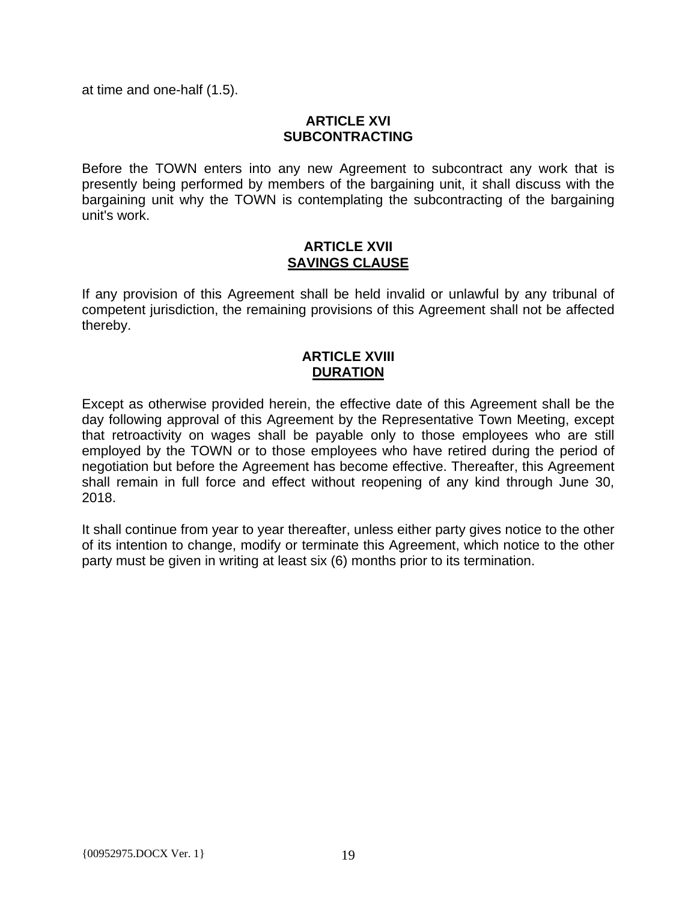at time and one-half (1.5).

## ARTICLE XVI
## SUBCONTRACTING

Before the TOWN enters into any new Agreement to subcontract any work that is presently being performed by members of the bargaining unit, it shall discuss with the bargaining unit why the TOWN is contemplating the subcontracting of the bargaining unit's work.

## ARTICLE XVII
## SAVINGS CLAUSE

If any provision of this Agreement shall be held invalid or unlawful by any tribunal of competent jurisdiction, the remaining provisions of this Agreement shall not be affected thereby.

## ARTICLE XVIII
## DURATION

Except as otherwise provided herein, the effective date of this Agreement shall be the day following approval of this Agreement by the Representative Town Meeting, except that retroactivity on wages shall be payable only to those employees who are still employed by the TOWN or to those employees who have retired during the period of negotiation but before the Agreement has become effective. Thereafter, this Agreement shall remain in full force and effect without reopening of any kind through June 30, 2018.

It shall continue from year to year thereafter, unless either party gives notice to the other of its intention to change, modify or terminate this Agreement, which notice to the other party must be given in writing at least six (6) months prior to its termination.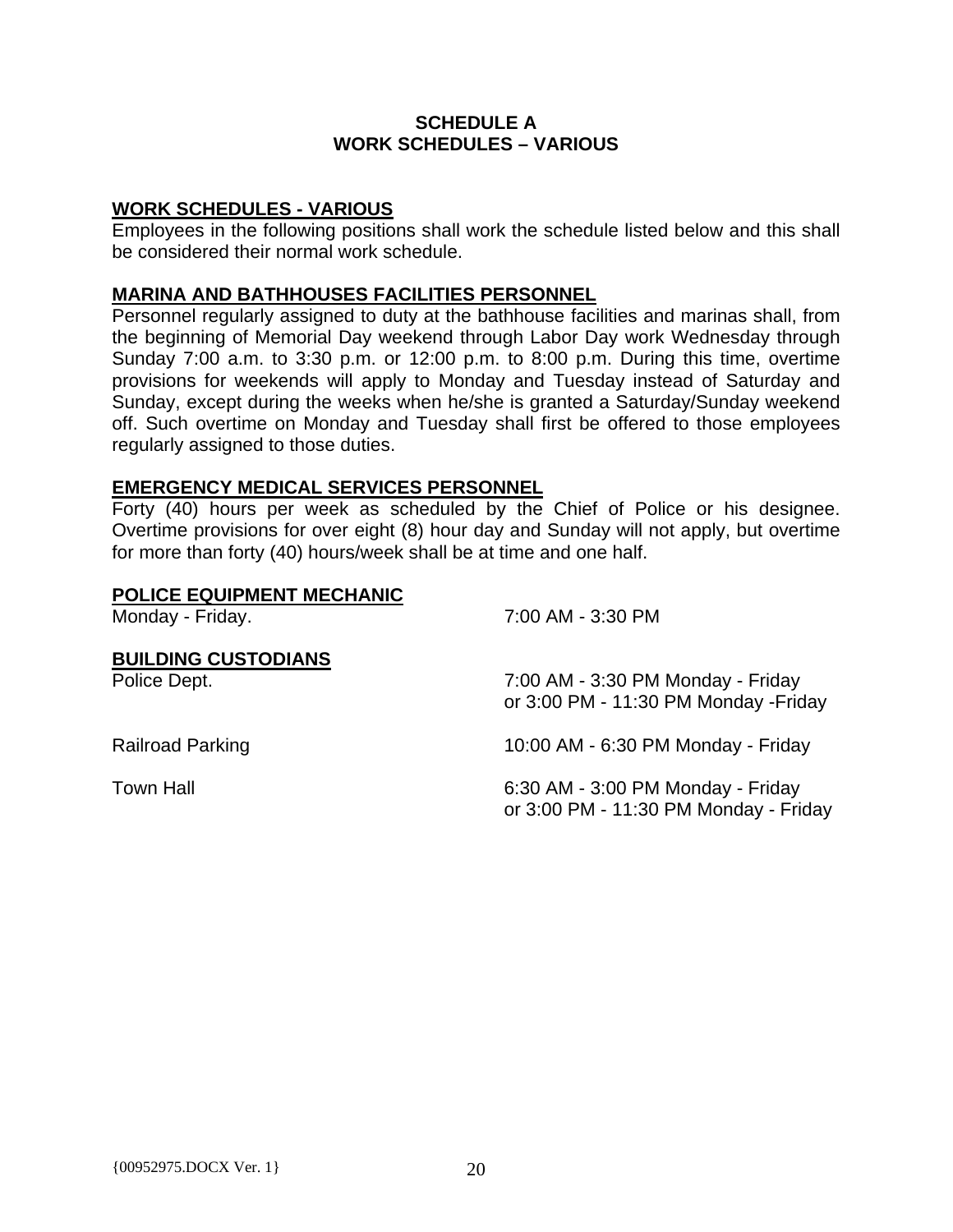# SCHEDULE A
# WORK SCHEDULES – VARIOUS

**WORK SCHEDULES - VARIOUS**

Employees in the following positions shall work the schedule listed below and this shall be considered their normal work schedule.

**MARINA AND BATHHOUSES FACILITIES PERSONNEL**

Personnel regularly assigned to duty at the bathhouse facilities and marinas shall, from the beginning of Memorial Day weekend through Labor Day work Wednesday through Sunday 7:00 a.m. to 3:30 p.m. or 12:00 p.m. to 8:00 p.m. During this time, overtime provisions for weekends will apply to Monday and Tuesday instead of Saturday and Sunday, except during the weeks when he/she is granted a Saturday/Sunday weekend off. Such overtime on Monday and Tuesday shall first be offered to those employees regularly assigned to those duties.

**EMERGENCY MEDICAL SERVICES PERSONNEL**

Forty (40) hours per week as scheduled by the Chief of Police or his designee. Overtime provisions for over eight (8) hour day and Sunday will not apply, but overtime for more than forty (40) hours/week shall be at time and one half.

**POLICE EQUIPMENT MECHANIC**

| | |
|---|---|
| Monday - Friday. | 7:00 AM - 3:30 PM |

**BUILDING CUSTODIANS**

| | |
|---|---|
| Police Dept. | 7:00 AM - 3:30 PM Monday - Friday<br>or 3:00 PM - 11:30 PM Monday -Friday |
| Railroad Parking | 10:00 AM - 6:30 PM Monday - Friday |
| Town Hall | 6:30 AM - 3:00 PM Monday - Friday<br>or 3:00 PM - 11:30 PM Monday - Friday |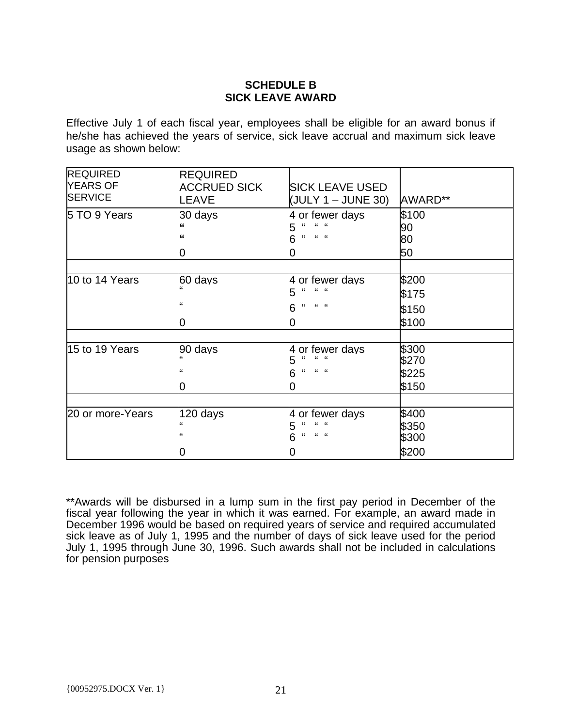**SCHEDULE B**
**SICK LEAVE AWARD**

Effective July 1 of each fiscal year, employees shall be eligible for an award bonus if he/she has achieved the years of service, sick leave accrual and maximum sick leave usage as shown below:

| REQUIRED YEARS OF SERVICE | REQUIRED ACCRUED SICK LEAVE | SICK LEAVE USED (JULY 1 – JUNE 30) | AWARD** |
|---|---|---|---|
| 5 TO 9 Years | 30 days<br>"<br>"<br>0 | 4 or fewer days<br>5 " " "<br>6 " " "<br>0 | $100<br>90<br>80<br>50 |
| | | | |
| 10 to 14 Years | 60 days<br>"<br>"<br>0 | 4 or fewer days<br>5 " " "<br>6 " " "<br>0 | $200<br>$175<br>$150<br>$100 |
| | | | |
| 15 to 19 Years | 90 days<br>"<br>"<br>0 | 4 or fewer days<br>5 " " "<br>6 " " "<br>0 | $300<br>$270<br>$225<br>$150 |
| | | | |
| 20 or more-Years | 120 days<br>"<br>"<br>0 | 4 or fewer days<br>5 " " "<br>6 " " "<br>0 | $400<br>$350<br>$300<br>$200 |

**Awards will be disbursed in a lump sum in the first pay period in December of the fiscal year following the year in which it was earned. For example, an award made in December 1996 would be based on required years of service and required accumulated sick leave as of July 1, 1995 and the number of days of sick leave used for the period July 1, 1995 through June 30, 1996. Such awards shall not be included in calculations for pension purposes

{00952975.DOCX Ver. 1}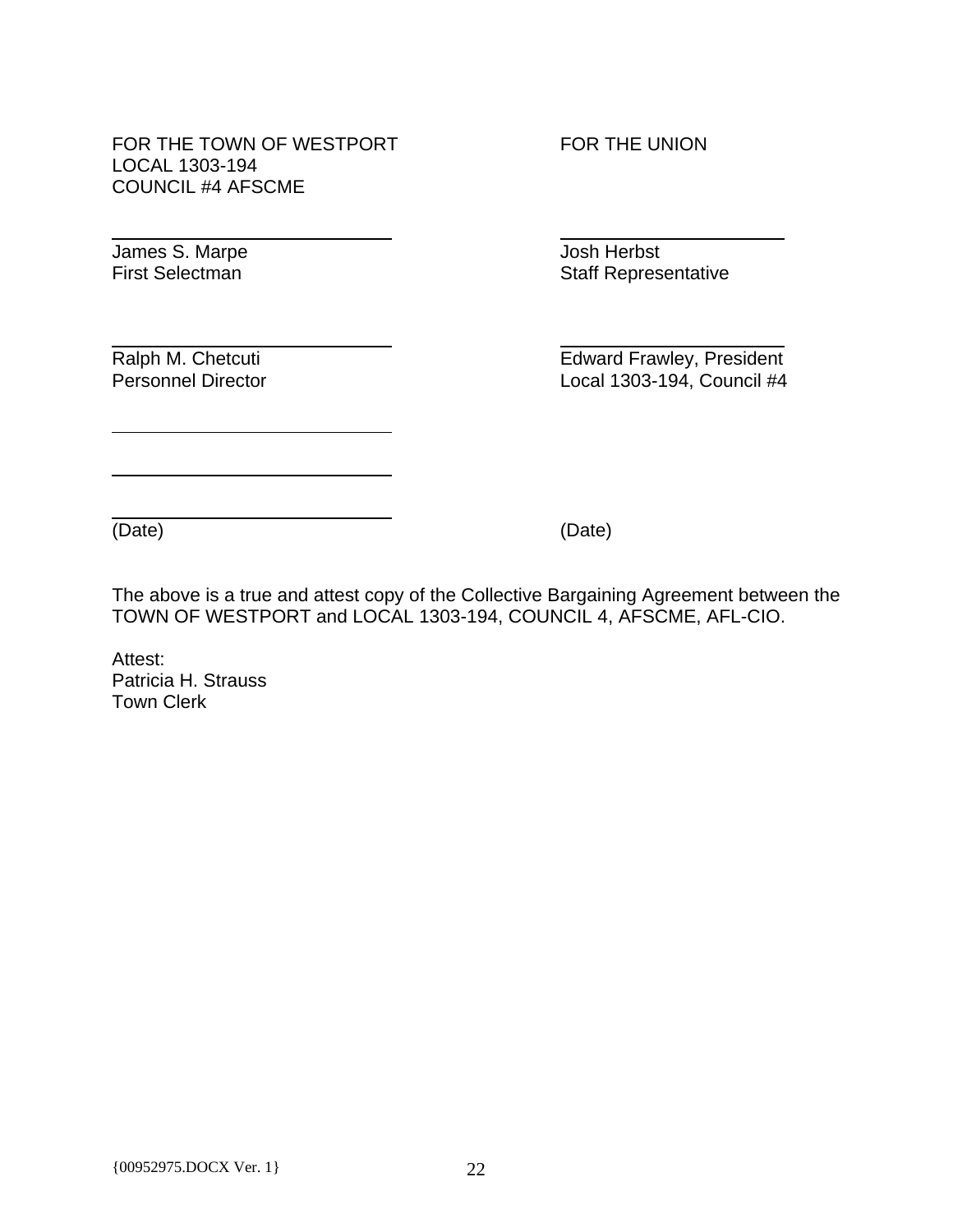FOR THE TOWN OF WESTPORT
LOCAL 1303-194
COUNCIL #4 AFSCME

FOR THE UNION

| FOR THE TOWN OF WESTPORT | FOR THE UNION |
|---|---|
| James S. Marpe<br>First Selectman | Josh Herbst<br>Staff Representative |
| Ralph M. Chetcuti<br>Personnel Director | Edward Frawley, President<br>Local 1303-194, Council #4 |
| (Date) | (Date) |

The above is a true and attest copy of the Collective Bargaining Agreement between the TOWN OF WESTPORT and LOCAL 1303-194, COUNCIL 4, AFSCME, AFL-CIO.

Attest:
Patricia H. Strauss
Town Clerk

{00952975.DOCX Ver. 1}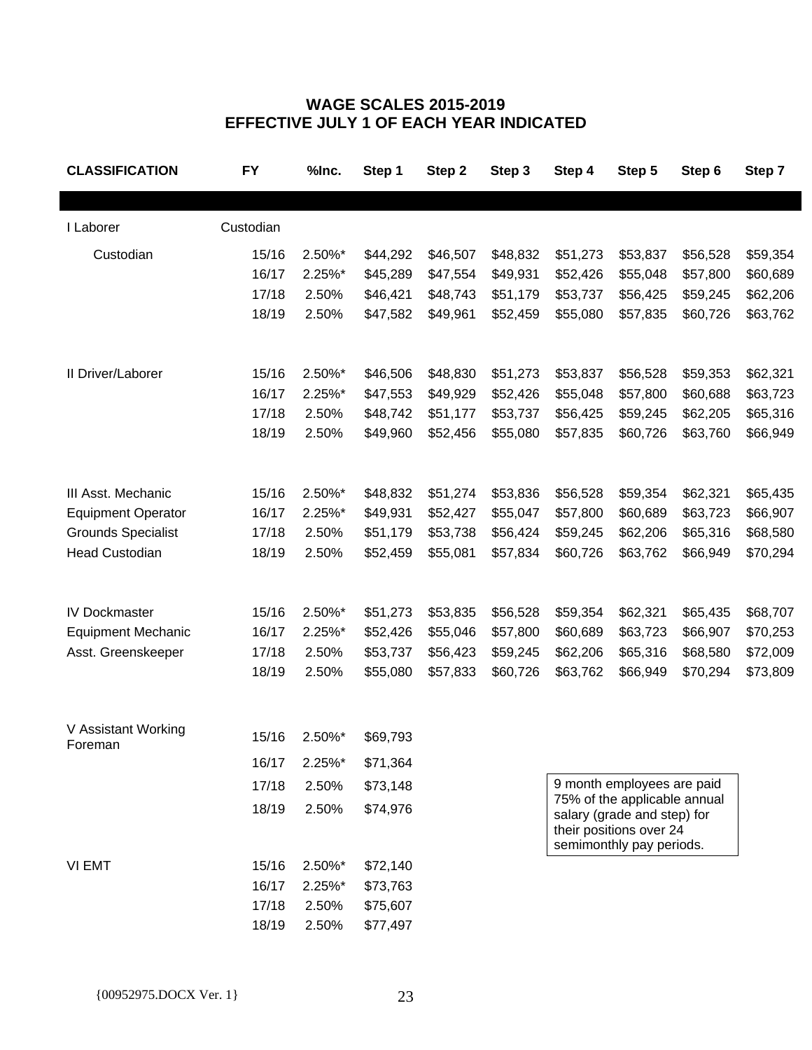## WAGE SCALES 2015-2019
## EFFECTIVE JULY 1 OF EACH YEAR INDICATED

| CLASSIFICATION | FY | %Inc. | Step 1 | Step 2 | Step 3 | Step 4 | Step 5 | Step 6 | Step 7 |
|---|---|---|---|---|---|---|---|---|---|
| I Laborer | Custodian | | | | | | | | |
| Custodian | 15/16 | 2.50%* | $44,292 | $46,507 | $48,832 | $51,273 | $53,837 | $56,528 | $59,354 |
| | 16/17 | 2.25%* | $45,289 | $47,554 | $49,931 | $52,426 | $55,048 | $57,800 | $60,689 |
| | 17/18 | 2.50% | $46,421 | $48,743 | $51,179 | $53,737 | $56,425 | $59,245 | $62,206 |
| | 18/19 | 2.50% | $47,582 | $49,961 | $52,459 | $55,080 | $57,835 | $60,726 | $63,762 |
| II Driver/Laborer | 15/16 | 2.50%* | $46,506 | $48,830 | $51,273 | $53,837 | $56,528 | $59,353 | $62,321 |
| | 16/17 | 2.25%* | $47,553 | $49,929 | $52,426 | $55,048 | $57,800 | $60,688 | $63,723 |
| | 17/18 | 2.50% | $48,742 | $51,177 | $53,737 | $56,425 | $59,245 | $62,205 | $65,316 |
| | 18/19 | 2.50% | $49,960 | $52,456 | $55,080 | $57,835 | $60,726 | $63,760 | $66,949 |
| III Asst. Mechanic | 15/16 | 2.50%* | $48,832 | $51,274 | $53,836 | $56,528 | $59,354 | $62,321 | $65,435 |
| Equipment Operator | 16/17 | 2.25%* | $49,931 | $52,427 | $55,047 | $57,800 | $60,689 | $63,723 | $66,907 |
| Grounds Specialist | 17/18 | 2.50% | $51,179 | $53,738 | $56,424 | $59,245 | $62,206 | $65,316 | $68,580 |
| Head Custodian | 18/19 | 2.50% | $52,459 | $55,081 | $57,834 | $60,726 | $63,762 | $66,949 | $70,294 |
| IV Dockmaster | 15/16 | 2.50%* | $51,273 | $53,835 | $56,528 | $59,354 | $62,321 | $65,435 | $68,707 |
| Equipment Mechanic | 16/17 | 2.25%* | $52,426 | $55,046 | $57,800 | $60,689 | $63,723 | $66,907 | $70,253 |
| Asst. Greenskeeper | 17/18 | 2.50% | $53,737 | $56,423 | $59,245 | $62,206 | $65,316 | $68,580 | $72,009 |
| | 18/19 | 2.50% | $55,080 | $57,833 | $60,726 | $63,762 | $66,949 | $70,294 | $73,809 |
| V Assistant Working Foreman | 15/16 | 2.50%* | $69,793 | | | | | | |
| | 16/17 | 2.25%* | $71,364 | | | | | | |
| | 17/18 | 2.50% | $73,148 | | | | | | |
| | 18/19 | 2.50% | $74,976 | | | | | | |
| VI EMT | 15/16 | 2.50%* | $72,140 | | | | | | |
| | 16/17 | 2.25%* | $73,763 | | | | | | |
| | 17/18 | 2.50% | $75,607 | | | | | | |
| | 18/19 | 2.50% | $77,497 | | | | | | |

9 month employees are paid 75% of the applicable annual salary (grade and step) for their positions over 24 semimonthly pay periods.

{00952975.DOCX Ver. 1}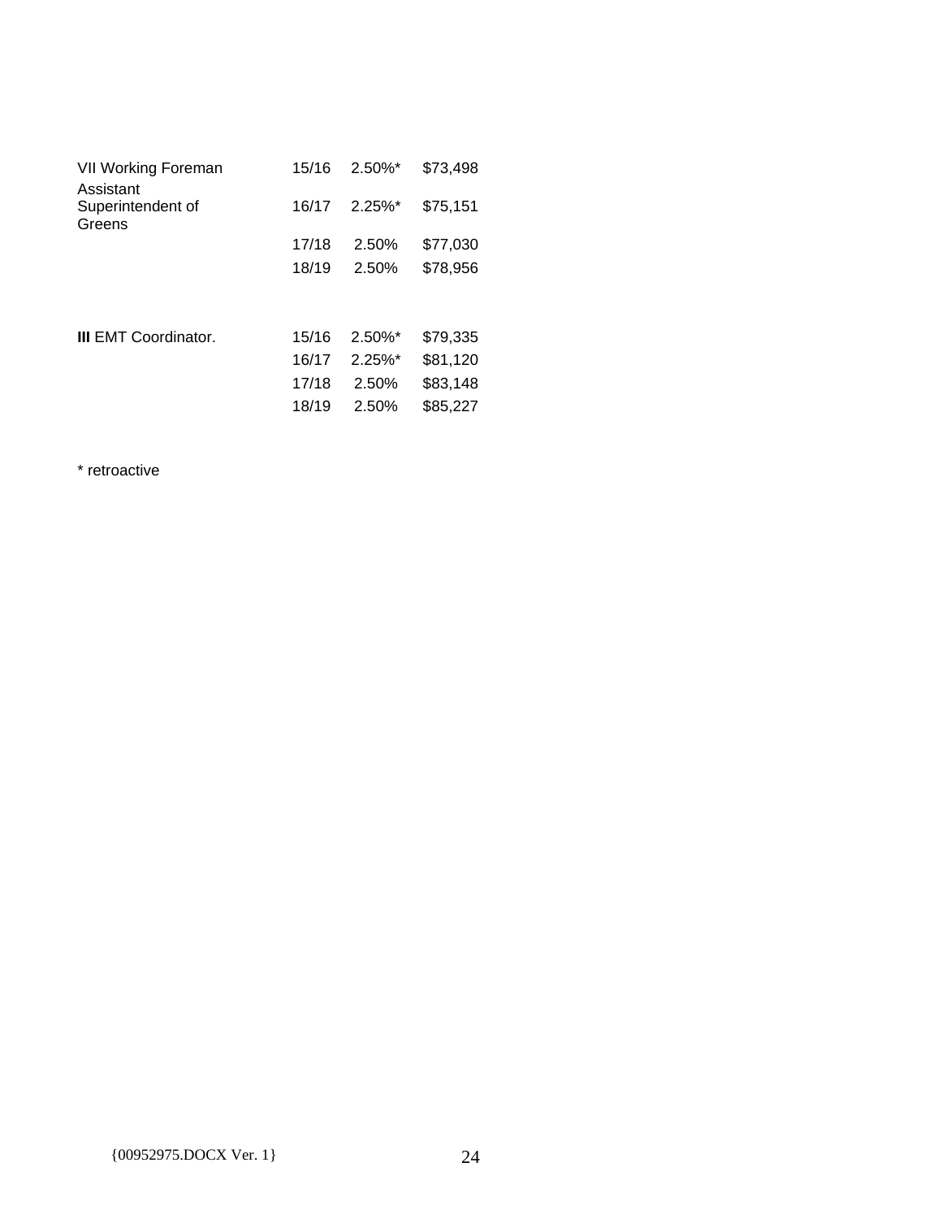| | | | |
|---|---|---|---|
| VII Working Foreman Assistant Superintendent of Greens | 15/16 | 2.50%* | $73,498 |
| | 16/17 | 2.25%* | $75,151 |
| | 17/18 | 2.50% | $77,030 |
| | 18/19 | 2.50% | $78,956 |
| **III** EMT Coordinator. | 15/16 | 2.50%* | $79,335 |
| | 16/17 | 2.25%* | $81,120 |
| | 17/18 | 2.50% | $83,148 |
| | 18/19 | 2.50% | $85,227 |

* retroactive

{00952975.DOCX Ver. 1}